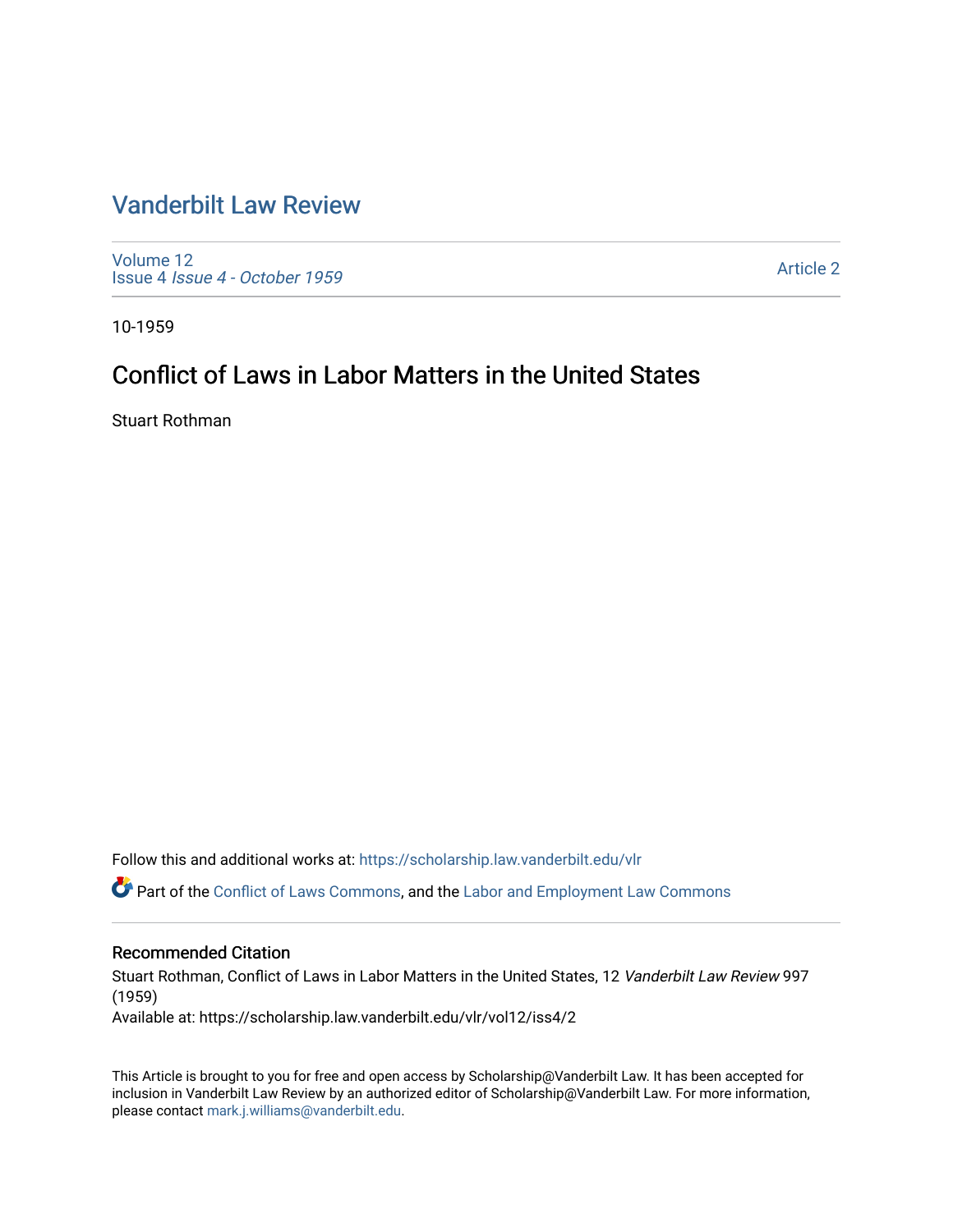# Vanderbilt Law Review

Volume 12
Issue 4 *Issue 4 - October 1959*

Article 2

10-1959

## Conflict of Laws in Labor Matters in the United States

Stuart Rothman

Follow this and additional works at: https://scholarship.law.vanderbilt.edu/vlr

Part of the Conflict of Laws Commons, and the Labor and Employment Law Commons

### Recommended Citation

Stuart Rothman, Conflict of Laws in Labor Matters in the United States, 12 *Vanderbilt Law Review* 997 (1959)
Available at: https://scholarship.law.vanderbilt.edu/vlr/vol12/iss4/2

This Article is brought to you for free and open access by Scholarship@Vanderbilt Law. It has been accepted for inclusion in Vanderbilt Law Review by an authorized editor of Scholarship@Vanderbilt Law. For more information, please contact mark.j.williams@vanderbilt.edu.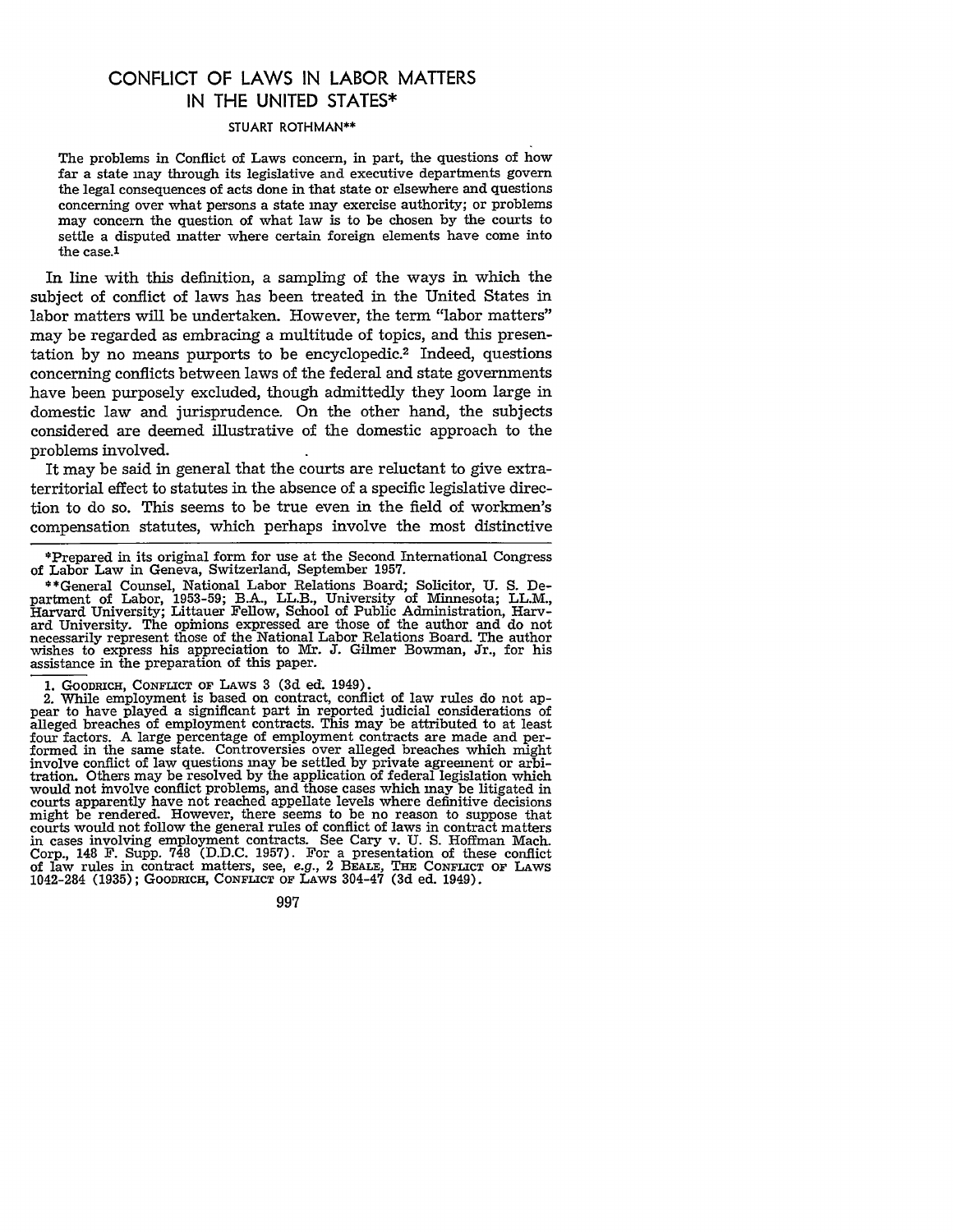# CONFLICT OF LAWS IN LABOR MATTERS IN THE UNITED STATES*

STUART ROTHMAN**

> The problems in Conflict of Laws concern, in part, the questions of how far a state may through its legislative and executive departments govern the legal consequences of acts done in that state or elsewhere and questions concerning over what persons a state may exercise authority; or problems may concern the question of what law is to be chosen by the courts to settle a disputed matter where certain foreign elements have come into the case.[1]

In line with this definition, a sampling of the ways in which the subject of conflict of laws has been treated in the United States in labor matters will be undertaken. However, the term "labor matters" may be regarded as embracing a multitude of topics, and this presentation by no means purports to be encyclopedic.[2] Indeed, questions concerning conflicts between laws of the federal and state governments have been purposely excluded, though admittedly they loom large in domestic law and jurisprudence. On the other hand, the subjects considered are deemed illustrative of the domestic approach to the problems involved.

It may be said in general that the courts are reluctant to give extraterritorial effect to statutes in the absence of a specific legislative direction to do so. This seems to be true even in the field of workmen's compensation statutes, which perhaps involve the most distinctive

---

*Prepared in its original form for use at the Second International Congress of Labor Law in Geneva, Switzerland, September 1957.

**General Counsel, National Labor Relations Board; Solicitor, U. S. Department of Labor, 1953-59; B.A., LL.B., University of Minnesota; LL.M., Harvard University; Littauer Fellow, School of Public Administration, Harvard University. The opinions expressed are those of the author and do not necessarily represent those of the National Labor Relations Board. The author wishes to express his appreciation to Mr. J. Gilmer Bowman, Jr., for his assistance in the preparation of this paper.

1. GOODRICH, CONFLICT OF LAWS 3 (3d ed. 1949).

2. While employment is based on contract, conflict of law rules do not appear to have played a significant part in reported judicial considerations of alleged breaches of employment contracts. This may be attributed to at least four factors. A large percentage of employment contracts are made and performed in the same state. Controversies over alleged breaches which might involve conflict of law questions may be settled by private agreement or arbitration. Others may be resolved by the application of federal legislation which would not involve conflict problems, and those cases which may be litigated in courts apparently have not reached appellate levels where definitive decisions might be rendered. However, there seems to be no reason to suppose that courts would not follow the general rules of conflict of laws in contract matters in cases involving employment contracts. See Cary v. U. S. Hoffman Mach. Corp., 148 F. Supp. 748 (D.D.C. 1957). For a presentation of these conflict of law rules in contract matters, see, *e.g.*, 2 BEALE, THE CONFLICT OF LAWS 1042-284 (1935); GOODRICH, CONFLICT OF LAWS 304-47 (3d ed. 1949).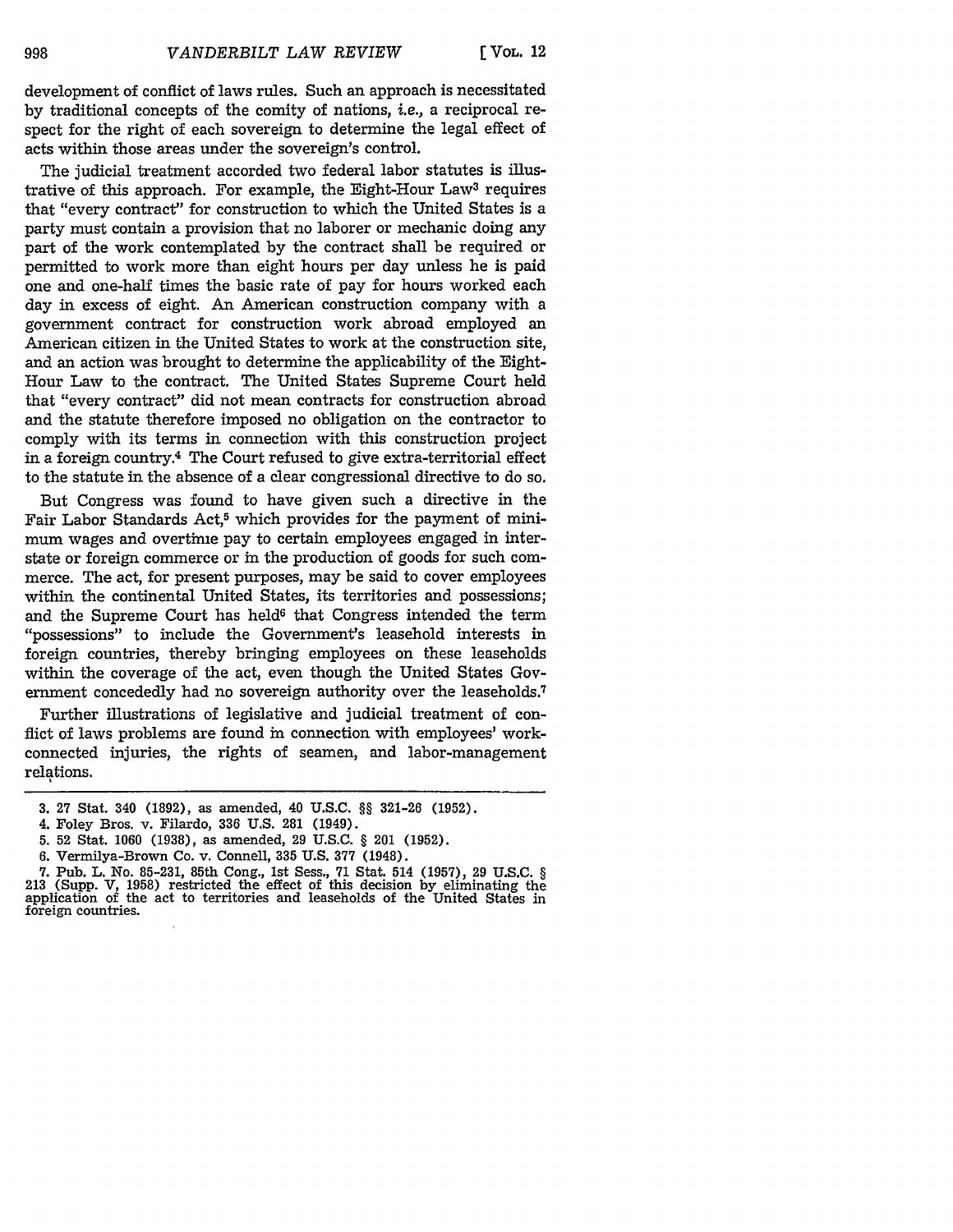development of conflict of laws rules. Such an approach is necessitated by traditional concepts of the comity of nations, *i.e.*, a reciprocal respect for the right of each sovereign to determine the legal effect of acts within those areas under the sovereign's control.

The judicial treatment accorded two federal labor statutes is illustrative of this approach. For example, the Eight-Hour Law[3] requires that "every contract" for construction to which the United States is a party must contain a provision that no laborer or mechanic doing any part of the work contemplated by the contract shall be required or permitted to work more than eight hours per day unless he is paid one and one-half times the basic rate of pay for hours worked each day in excess of eight. An American construction company with a government contract for construction work abroad employed an American citizen in the United States to work at the construction site, and an action was brought to determine the applicability of the Eight-Hour Law to the contract. The United States Supreme Court held that "every contract" did not mean contracts for construction abroad and the statute therefore imposed no obligation on the contractor to comply with its terms in connection with this construction project in a foreign country.[4] The Court refused to give extra-territorial effect to the statute in the absence of a clear congressional directive to do so.

But Congress was found to have given such a directive in the Fair Labor Standards Act,[5] which provides for the payment of minimum wages and overtime pay to certain employees engaged in interstate or foreign commerce or in the production of goods for such commerce. The act, for present purposes, may be said to cover employees within the continental United States, its territories and possessions; and the Supreme Court has held[6] that Congress intended the term "possessions" to include the Government's leasehold interests in foreign countries, thereby bringing employees on these leaseholds within the coverage of the act, even though the United States Government concededly had no sovereign authority over the leaseholds.[7]

Further illustrations of legislative and judicial treatment of conflict of laws problems are found in connection with employees' work-connected injuries, the rights of seamen, and labor-management relations.

---

3. 27 Stat. 340 (1892), as amended, 40 U.S.C. §§ 321-26 (1952).

4. Foley Bros. v. Filardo, 336 U.S. 281 (1949).

5. 52 Stat. 1060 (1938), as amended, 29 U.S.C. § 201 (1952).

6. Vermilya-Brown Co. v. Connell, 335 U.S. 377 (1948).

7. Pub. L. No. 85-231, 85th Cong., 1st Sess., 71 Stat. 514 (1957), 29 U.S.C. § 213 (Supp. V, 1958) restricted the effect of this decision by eliminating the application of the act to territories and leaseholds of the United States in foreign countries.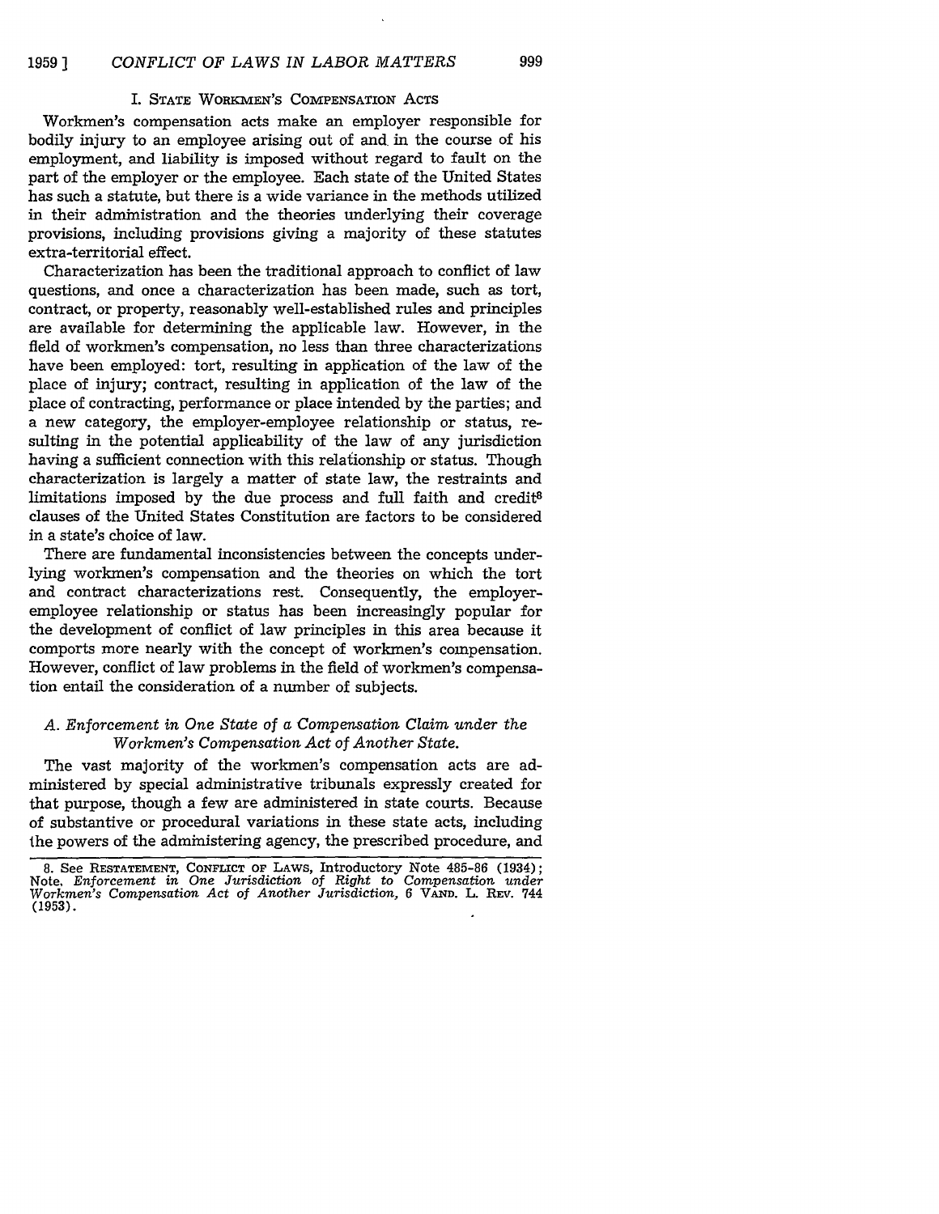## I. State Workmen's Compensation Acts

Workmen's compensation acts make an employer responsible for bodily injury to an employee arising out of and in the course of his employment, and liability is imposed without regard to fault on the part of the employer or the employee. Each state of the United States has such a statute, but there is a wide variance in the methods utilized in their administration and the theories underlying their coverage provisions, including provisions giving a majority of these statutes extra-territorial effect.

Characterization has been the traditional approach to conflict of law questions, and once a characterization has been made, such as tort, contract, or property, reasonably well-established rules and principles are available for determining the applicable law. However, in the field of workmen's compensation, no less than three characterizations have been employed: tort, resulting in application of the law of the place of injury; contract, resulting in application of the law of the place of contracting, performance or place intended by the parties; and a new category, the employer-employee relationship or status, resulting in the potential applicability of the law of any jurisdiction having a sufficient connection with this relationship or status. Though characterization is largely a matter of state law, the restraints and limitations imposed by the due process and full faith and credit[8] clauses of the United States Constitution are factors to be considered in a state's choice of law.

There are fundamental inconsistencies between the concepts underlying workmen's compensation and the theories on which the tort and contract characterizations rest. Consequently, the employer-employee relationship or status has been increasingly popular for the development of conflict of law principles in this area because it comports more nearly with the concept of workmen's compensation. However, conflict of law problems in the field of workmen's compensation entail the consideration of a number of subjects.

### *A. Enforcement in One State of a Compensation Claim under the Workmen's Compensation Act of Another State.*

The vast majority of the workmen's compensation acts are administered by special administrative tribunals expressly created for that purpose, though a few are administered in state courts. Because of substantive or procedural variations in these state acts, including the powers of the administering agency, the prescribed procedure, and

8. See Restatement, Conflict of Laws, Introductory Note 485-86 (1934); Note, *Enforcement in One Jurisdiction of Right to Compensation under Workmen's Compensation Act of Another Jurisdiction*, 6 Vand. L. Rev. 744 (1953).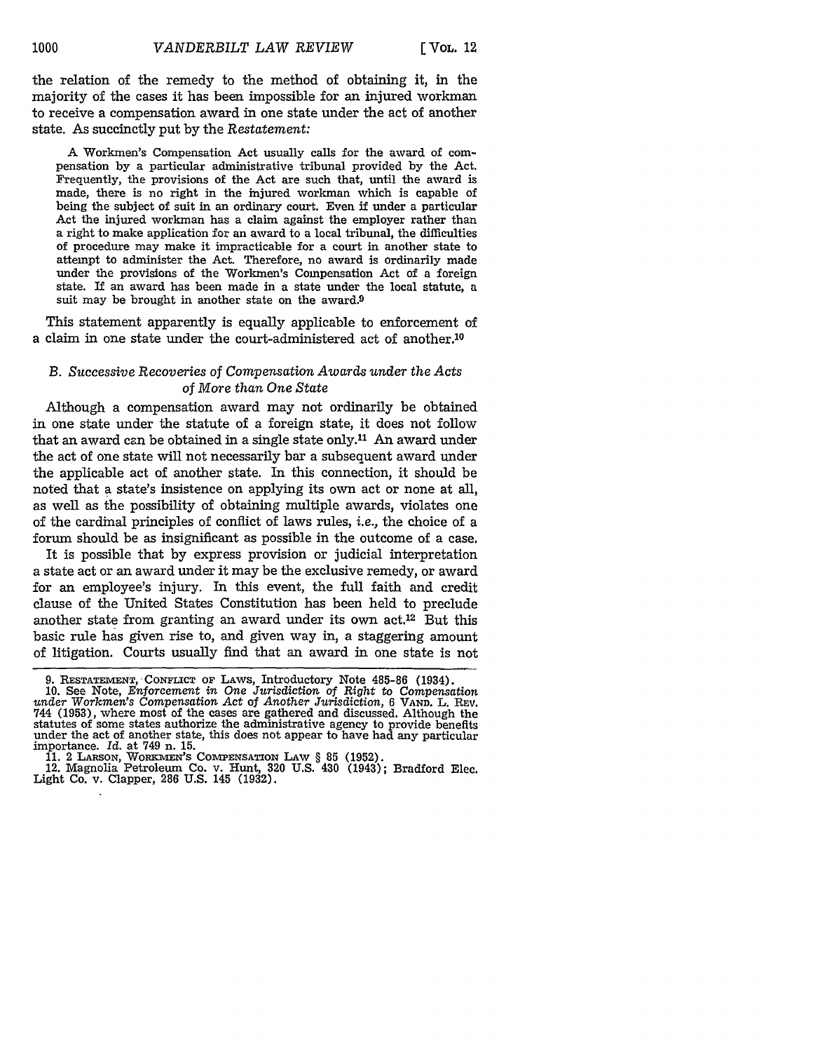the relation of the remedy to the method of obtaining it, in the majority of the cases it has been impossible for an injured workman to receive a compensation award in one state under the act of another state. As succinctly put by the *Restatement:*

> A Workmen's Compensation Act usually calls for the award of compensation by a particular administrative tribunal provided by the Act. Frequently, the provisions of the Act are such that, until the award is made, there is no right in the injured workman which is capable of being the subject of suit in an ordinary court. Even if under a particular Act the injured workman has a claim against the employer rather than a right to make application for an award to a local tribunal, the difficulties of procedure may make it impracticable for a court in another state to attempt to administer the Act. Therefore, no award is ordinarily made under the provisions of the Workmen's Compensation Act of a foreign state. If an award has been made in a state under the local statute, a suit may be brought in another state on the award.[9]

This statement apparently is equally applicable to enforcement of a claim in one state under the court-administered act of another.[10]

### B. *Successive Recoveries of Compensation Awards under the Acts of More than One State*

Although a compensation award may not ordinarily be obtained in one state under the statute of a foreign state, it does not follow that an award can be obtained in a single state only.[11] An award under the act of one state will not necessarily bar a subsequent award under the applicable act of another state. In this connection, it should be noted that a state's insistence on applying its own act or none at all, as well as the possibility of obtaining multiple awards, violates one of the cardinal principles of conflict of laws rules, *i.e.,* the choice of a forum should be as insignificant as possible in the outcome of a case.

It is possible that by express provision or judicial interpretation a state act or an award under it may be the exclusive remedy, or award for an employee's injury. In this event, the full faith and credit clause of the United States Constitution has been held to preclude another state from granting an award under its own act.[12] But this basic rule has given rise to, and given way in, a staggering amount of litigation. Courts usually find that an award in one state is not

---

9. RESTATEMENT, CONFLICT OF LAWS, Introductory Note 485-86 (1934).

10. See Note, *Enforcement in One Jurisdiction of Right to Compensation under Workmen's Compensation Act of Another Jurisdiction,* 6 VAND. L. REV. 744 (1953), where most of the cases are gathered and discussed. Although the statutes of some states authorize the administrative agency to provide benefits under the act of another state, this does not appear to have had any particular importance. *Id.* at 749 n. 15.

11. 2 LARSON, WORKMEN'S COMPENSATION LAW § 85 (1952).

12. Magnolia Petroleum Co. v. Hunt, 320 U.S. 430 (1943); Bradford Elec. Light Co. v. Clapper, 286 U.S. 145 (1932).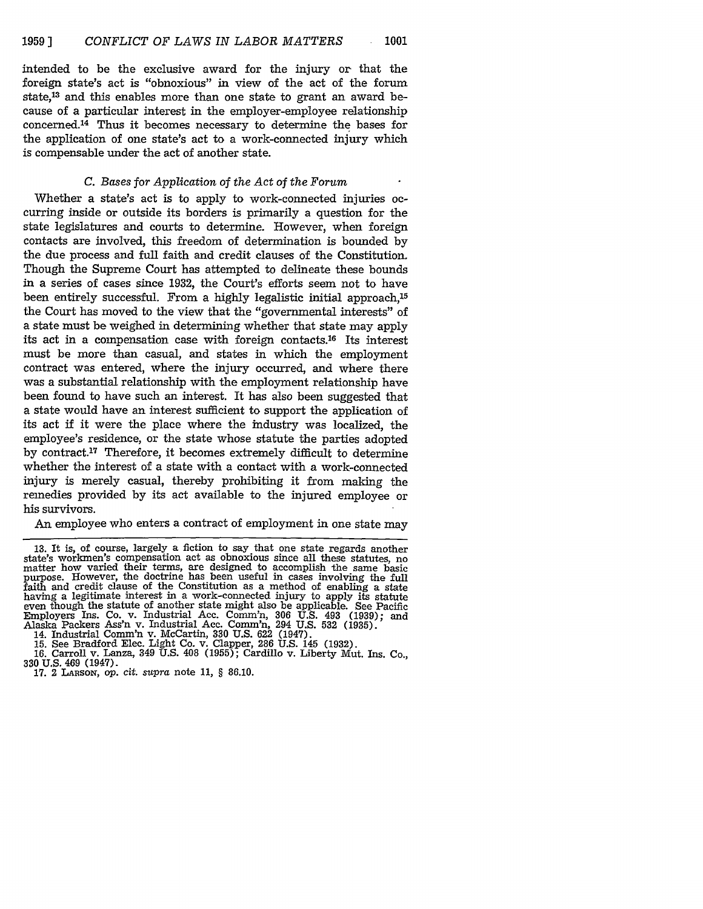intended to be the exclusive award for the injury or that the foreign state's act is "obnoxious" in view of the act of the forum state,[13] and this enables more than one state to grant an award because of a particular interest in the employer-employee relationship concerned.[14] Thus it becomes necessary to determine the bases for the application of one state's act to a work-connected injury which is compensable under the act of another state.

### *C. Bases for Application of the Act of the Forum*

Whether a state's act is to apply to work-connected injuries occurring inside or outside its borders is primarily a question for the state legislatures and courts to determine. However, when foreign contacts are involved, this freedom of determination is bounded by the due process and full faith and credit clauses of the Constitution. Though the Supreme Court has attempted to delineate these bounds in a series of cases since 1932, the Court's efforts seem not to have been entirely successful. From a highly legalistic initial approach,[15] the Court has moved to the view that the "governmental interests" of a state must be weighed in determining whether that state may apply its act in a compensation case with foreign contacts.[16] Its interest must be more than casual, and states in which the employment contract was entered, where the injury occurred, and where there was a substantial relationship with the employment relationship have been found to have such an interest. It has also been suggested that a state would have an interest sufficient to support the application of its act if it were the place where the industry was localized, the employee's residence, or the state whose statute the parties adopted by contract.[17] Therefore, it becomes extremely difficult to determine whether the interest of a state with a contact with a work-connected injury is merely casual, thereby prohibiting it from making the remedies provided by its act available to the injured employee or his survivors.

An employee who enters a contract of employment in one state may

---

13. It is, of course, largely a fiction to say that one state regards another state's workmen's compensation act as obnoxious since all these statutes, no matter how varied their terms, are designed to accomplish the same basic purpose. However, the doctrine has been useful in cases involving the full faith and credit clause of the Constitution as a method of enabling a state having a legitimate interest in a work-connected injury to apply its statute even though the statute of another state might also be applicable. See Pacific Employers Ins. Co. v. Industrial Acc. Comm'n, 306 U.S. 493 (1939); and Alaska Packers Ass'n v. Industrial Acc. Comm'n, 294 U.S. 532 (1935).

14. Industrial Comm'n v. McCartin, 330 U.S. 622 (1947).

15. See Bradford Elec. Light Co. v. Clapper, 286 U.S. 145 (1932).

16. Carroll v. Lanza, 349 U.S. 408 (1955); Cardillo v. Liberty Mut. Ins. Co., 330 U.S. 469 (1947).

17. 2 LARSON, *op. cit. supra* note 11, § 86.10.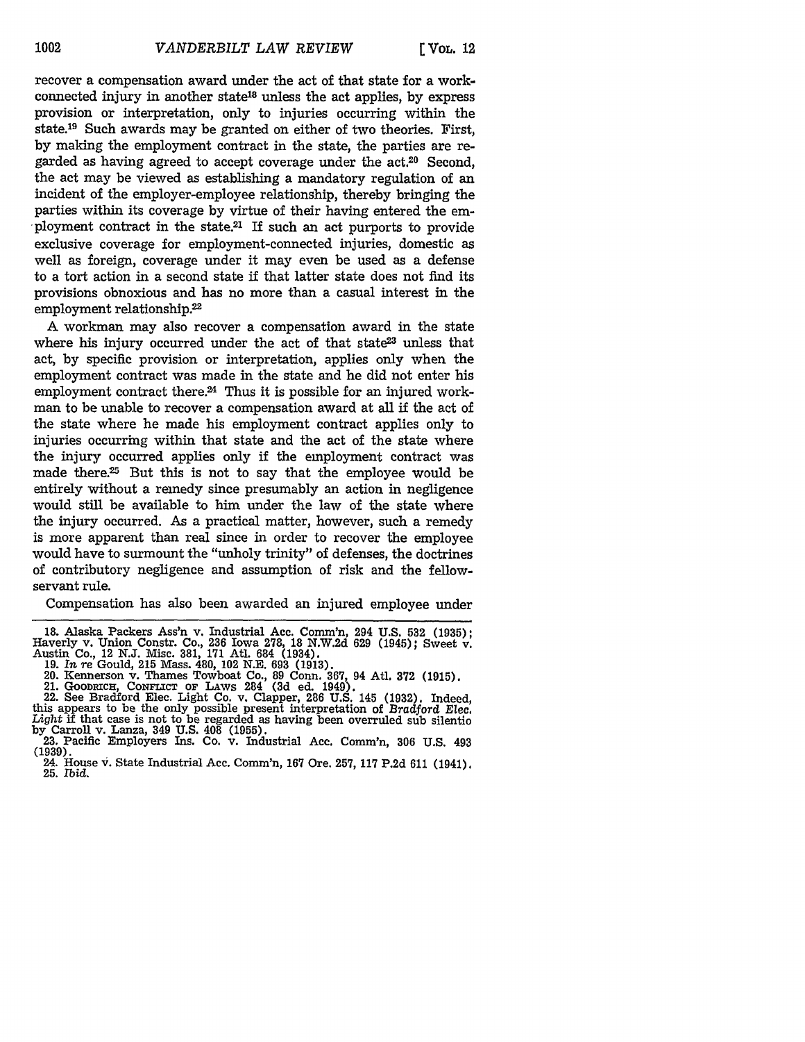recover a compensation award under the act of that state for a work-connected injury in another state[18] unless the act applies, by express provision or interpretation, only to injuries occurring within the state.[19] Such awards may be granted on either of two theories. First, by making the employment contract in the state, the parties are regarded as having agreed to accept coverage under the act.[20] Second, the act may be viewed as establishing a mandatory regulation of an incident of the employer-employee relationship, thereby bringing the parties within its coverage by virtue of their having entered the employment contract in the state.[21] If such an act purports to provide exclusive coverage for employment-connected injuries, domestic as well as foreign, coverage under it may even be used as a defense to a tort action in a second state if that latter state does not find its provisions obnoxious and has no more than a casual interest in the employment relationship.[22]

A workman may also recover a compensation award in the state where his injury occurred under the act of that state[23] unless that act, by specific provision or interpretation, applies only when the employment contract was made in the state and he did not enter his employment contract there.[24] Thus it is possible for an injured workman to be unable to recover a compensation award at all if the act of the state where he made his employment contract applies only to injuries occurring within that state and the act of the state where the injury occurred applies only if the employment contract was made there.[25] But this is not to say that the employee would be entirely without a remedy since presumably an action in negligence would still be available to him under the law of the state where the injury occurred. As a practical matter, however, such a remedy is more apparent than real since in order to recover the employee would have to surmount the "unholy trinity" of defenses, the doctrines of contributory negligence and assumption of risk and the fellow-servant rule.

Compensation has also been awarded an injured employee under

---

18. Alaska Packers Ass'n v. Industrial Acc. Comm'n, 294 U.S. 532 (1935); Haverly v. Union Constr. Co., 236 Iowa 278, 18 N.W.2d 629 (1945); Sweet v. Austin Co., 12 N.J. Misc. 381, 171 Atl. 684 (1934).

19. *In re* Gould, 215 Mass. 480, 102 N.E. 693 (1913).

20. Kennerson v. Thames Towboat Co., 89 Conn. 367, 94 Atl. 372 (1915).

21. GOODRICH, CONFLICT OF LAWS 284 (3d ed. 1949).

22. See Bradford Elec. Light Co. v. Clapper, 286 U.S. 145 (1932). Indeed, this appears to be the only possible present interpretation of *Bradford Elec. Light* if that case is not to be regarded as having been overruled sub silentio by Carroll v. Lanza, 349 U.S. 408 (1955).

23. Pacific Employers Ins. Co. v. Industrial Acc. Comm'n, 306 U.S. 493 (1939).

24. House v. State Industrial Acc. Comm'n, 167 Ore. 257, 117 P.2d 611 (1941).

25. *Ibid.*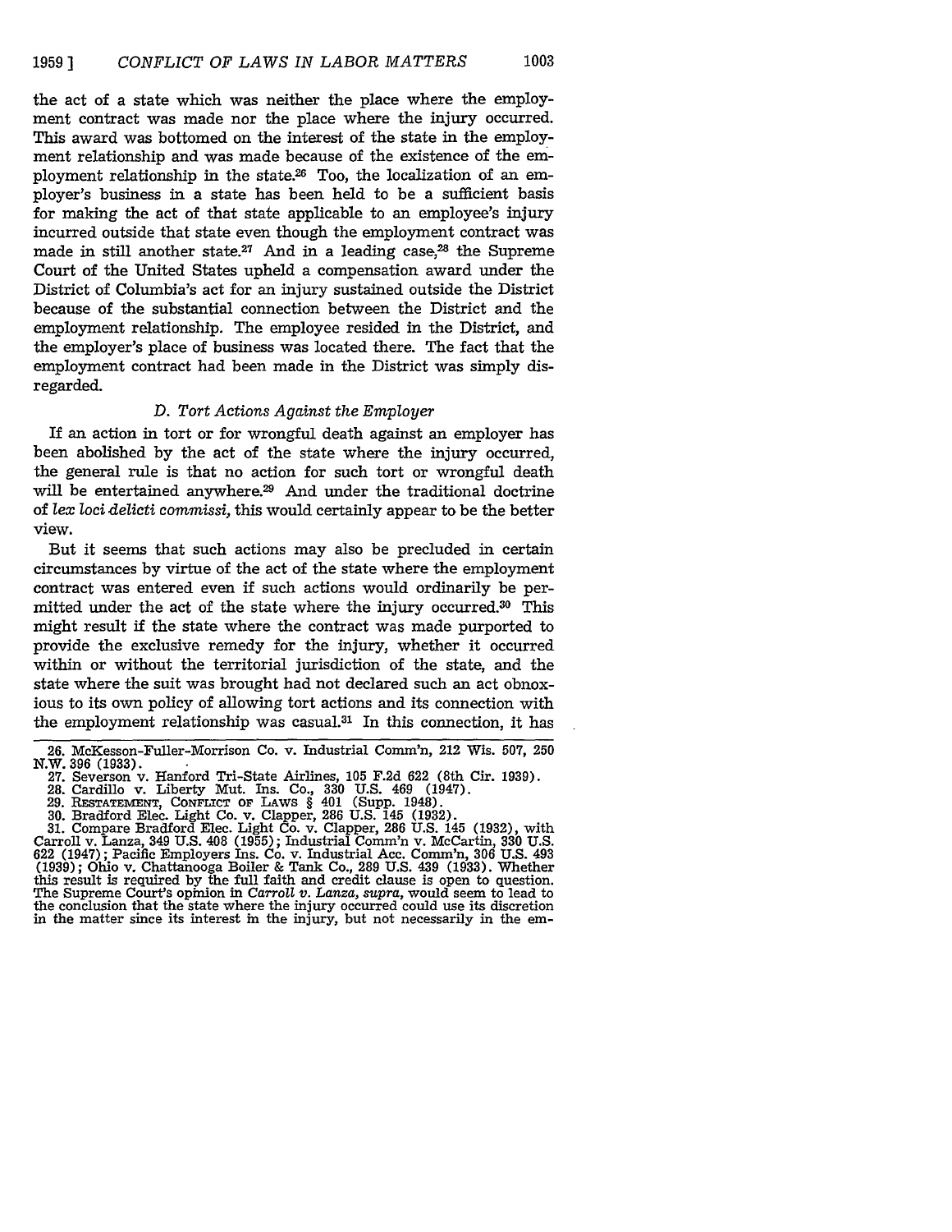the act of a state which was neither the place where the employment contract was made nor the place where the injury occurred. This award was bottomed on the interest of the state in the employment relationship and was made because of the existence of the employment relationship in the state.[26] Too, the localization of an employer's business in a state has been held to be a sufficient basis for making the act of that state applicable to an employee's injury incurred outside that state even though the employment contract was made in still another state.[27] And in a leading case,[28] the Supreme Court of the United States upheld a compensation award under the District of Columbia's act for an injury sustained outside the District because of the substantial connection between the District and the employment relationship. The employee resided in the District, and the employer's place of business was located there. The fact that the employment contract had been made in the District was simply disregarded.

### *D. Tort Actions Against the Employer*

If an action in tort or for wrongful death against an employer has been abolished by the act of the state where the injury occurred, the general rule is that no action for such tort or wrongful death will be entertained anywhere.[29] And under the traditional doctrine of *lex loci delicti commissi*, this would certainly appear to be the better view.

But it seems that such actions may also be precluded in certain circumstances by virtue of the act of the state where the employment contract was entered even if such actions would ordinarily be permitted under the act of the state where the injury occurred.[30] This might result if the state where the contract was made purported to provide the exclusive remedy for the injury, whether it occurred within or without the territorial jurisdiction of the state, and the state where the suit was brought had not declared such an act obnoxious to its own policy of allowing tort actions and its connection with the employment relationship was casual.[31] In this connection, it has

---

26. McKesson-Fuller-Morrison Co. v. Industrial Comm'n, 212 Wis. 507, 250 N.W. 396 (1933).

27. Severson v. Hanford Tri-State Airlines, 105 F.2d 622 (8th Cir. 1939).

28. Cardillo v. Liberty Mut. Ins. Co., 330 U.S. 469 (1947).

29. RESTATEMENT, CONFLICT OF LAWS § 401 (Supp. 1948).

30. Bradford Elec. Light Co. v. Clapper, 286 U.S. 145 (1932).

31. Compare Bradford Elec. Light Co. v. Clapper, 286 U.S. 145 (1932), with Carroll v. Lanza, 349 U.S. 408 (1955); Industrial Comm'n v. McCartin, 330 U.S. 622 (1947); Pacific Employers Ins. Co. v. Industrial Acc. Comm'n, 306 U.S. 493 (1939); Ohio v. Chattanooga Boiler & Tank Co., 289 U.S. 439 (1933). Whether this result is required by the full faith and credit clause is open to question. The Supreme Court's opinion in *Carroll v. Lanza, supra*, would seem to lead to the conclusion that the state where the injury occurred could use its discretion in the matter since its interest in the injury, but not necessarily in the em-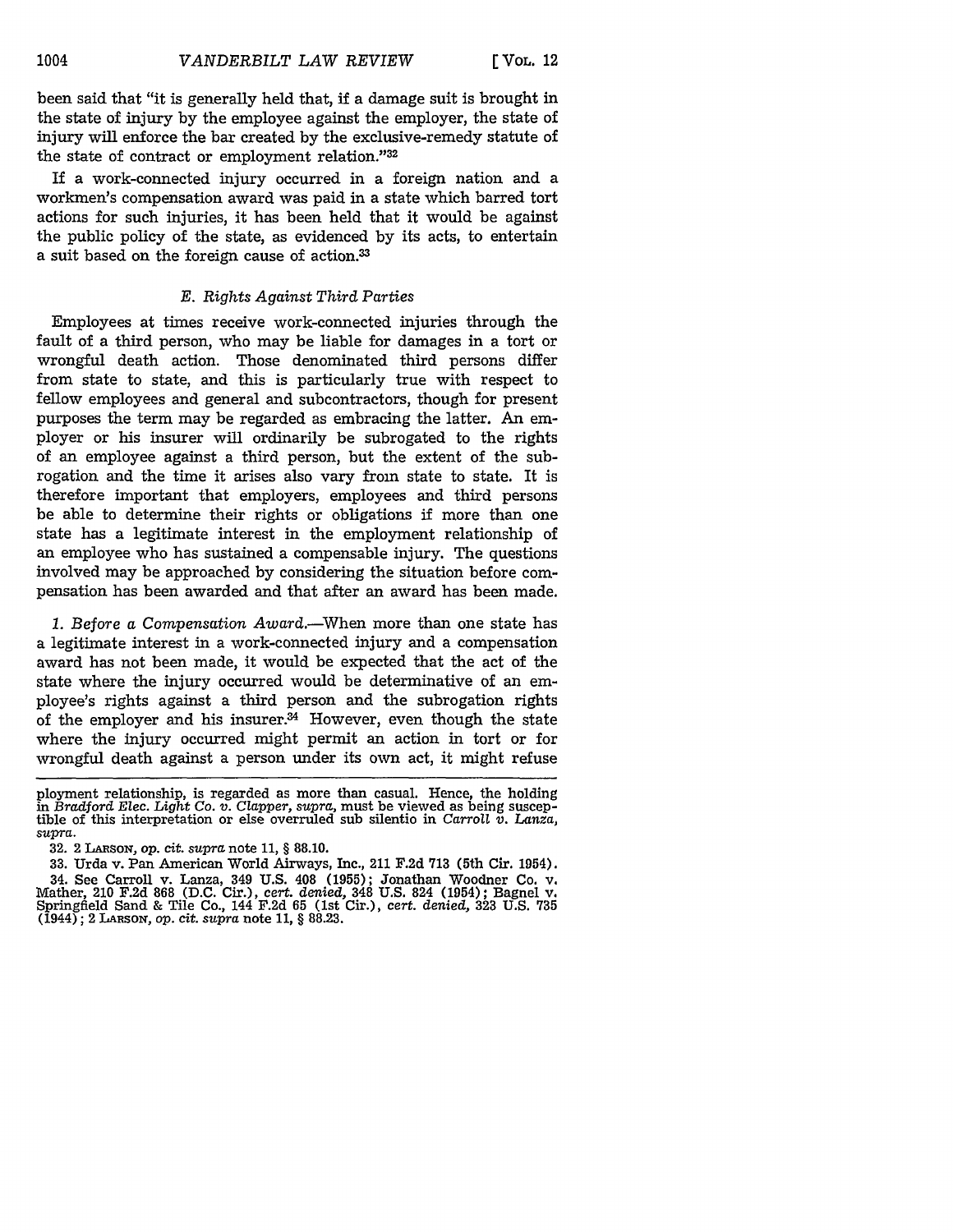been said that "it is generally held that, if a damage suit is brought in the state of injury by the employee against the employer, the state of injury will enforce the bar created by the exclusive-remedy statute of the state of contract or employment relation."[32]

If a work-connected injury occurred in a foreign nation and a workmen's compensation award was paid in a state which barred tort actions for such injuries, it has been held that it would be against the public policy of the state, as evidenced by its acts, to entertain a suit based on the foreign cause of action.[33]

### *E. Rights Against Third Parties*

Employees at times receive work-connected injuries through the fault of a third person, who may be liable for damages in a tort or wrongful death action. Those denominated third persons differ from state to state, and this is particularly true with respect to fellow employees and general and subcontractors, though for present purposes the term may be regarded as embracing the latter. An employer or his insurer will ordinarily be subrogated to the rights of an employee against a third person, but the extent of the subrogation and the time it arises also vary from state to state. It is therefore important that employers, employees and third persons be able to determine their rights or obligations if more than one state has a legitimate interest in the employment relationship of an employee who has sustained a compensable injury. The questions involved may be approached by considering the situation before compensation has been awarded and that after an award has been made.

*1. Before a Compensation Award.*—When more than one state has a legitimate interest in a work-connected injury and a compensation award has not been made, it would be expected that the act of the state where the injury occurred would be determinative of an employee's rights against a third person and the subrogation rights of the employer and his insurer.[34] However, even though the state where the injury occurred might permit an action in tort or for wrongful death against a person under its own act, it might refuse

---

ployment relationship, is regarded as more than casual. Hence, the holding in *Bradford Elec. Light Co. v. Clapper, supra*, must be viewed as being susceptible of this interpretation or else overruled sub silentio in *Carroll v. Lanza, supra*.

32. 2 LARSON, *op. cit. supra* note 11, § 88.10.

33. Urda v. Pan American World Airways, Inc., 211 F.2d 713 (5th Cir. 1954).

34. See Carroll v. Lanza, 349 U.S. 408 (1955); Jonathan Woodner Co. v. Mather, 210 F.2d 868 (D.C. Cir.), *cert. denied*, 348 U.S. 824 (1954); Bagnel v. Springfield Sand & Tile Co., 144 F.2d 65 (1st Cir.), *cert. denied*, 323 U.S. 735 (1944); 2 LARSON, *op. cit. supra* note 11, § 88.23.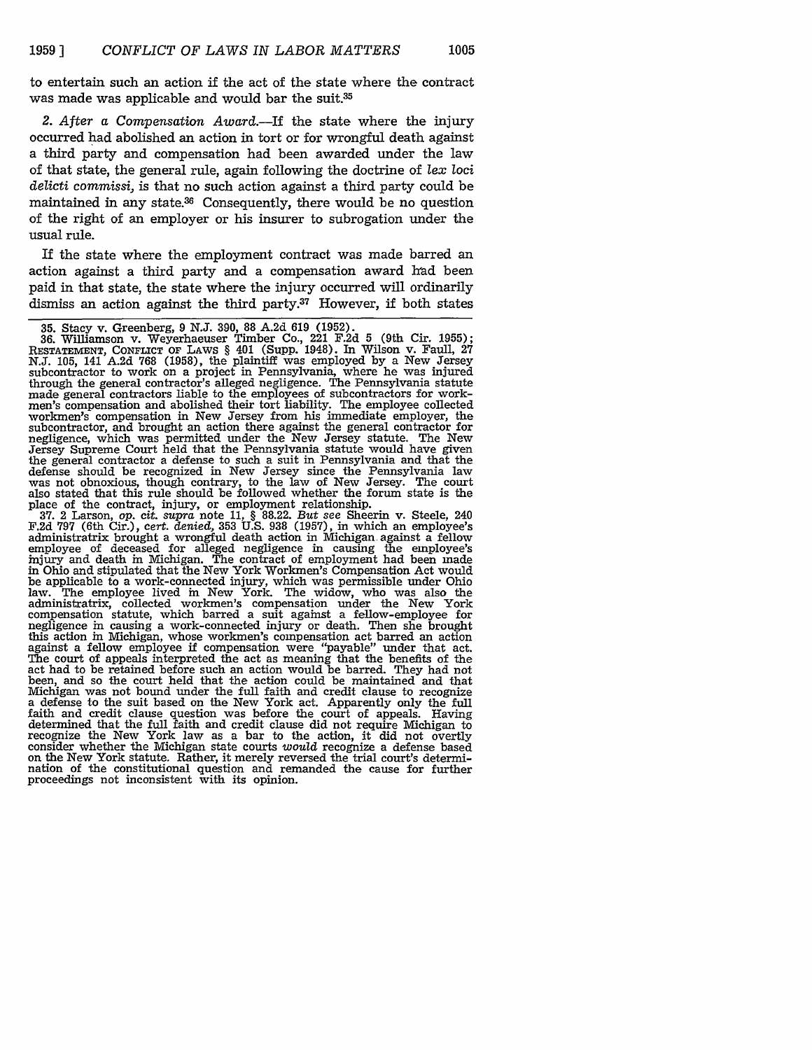to entertain such an action if the act of the state where the contract was made was applicable and would bar the suit.[35]

*2. After a Compensation Award.*—If the state where the injury occurred had abolished an action in tort or for wrongful death against a third party and compensation had been awarded under the law of that state, the general rule, again following the doctrine of *lex loci delicti commissi,* is that no such action against a third party could be maintained in any state.[36] Consequently, there would be no question of the right of an employer or his insurer to subrogation under the usual rule.

If the state where the employment contract was made barred an action against a third party and a compensation award had been paid in that state, the state where the injury occurred will ordinarily dismiss an action against the third party.[37] However, if both states

35. Stacy v. Greenberg, 9 N.J. 390, 88 A.2d 619 (1952).

36. Williamson v. Weyerhaeuser Timber Co., 221 F.2d 5 (9th Cir. 1955); RESTATEMENT, CONFLICT OF LAWS § 401 (Supp. 1948). In Wilson v. Faull, 27 N.J. 105, 141 A.2d 768 (1958), the plaintiff was employed by a New Jersey subcontractor to work on a project in Pennsylvania, where he was injured through the general contractor's alleged negligence. The Pennsylvania statute made general contractors liable to the employees of subcontractors for workmen's compensation and abolished their tort liability. The employee collected workmen's compensation in New Jersey from his immediate employer, the subcontractor, and brought an action there against the general contractor for negligence, which was permitted under the New Jersey statute. The New Jersey Supreme Court held that the Pennsylvania statute would have given the general contractor a defense to such a suit in Pennsylvania and that the defense should be recognized in New Jersey since the Pennsylvania law was not obnoxious, though contrary, to the law of New Jersey. The court also stated that this rule should be followed whether the forum state is the place of the contract, injury, or employment relationship.

37. 2 Larson, *op. cit. supra* note 11, § 88.22. *But see* Sheerin v. Steele, 240 F.2d 797 (6th Cir.), *cert. denied,* 353 U.S. 938 (1957), in which an employee's administratrix brought a wrongful death action in Michigan against a fellow employee of deceased for alleged negligence in causing the employee's injury and death in Michigan. The contract of employment had been made in Ohio and stipulated that the New York Workmen's Compensation Act would be applicable to a work-connected injury, which was permissible under Ohio law. The employee lived in New York. The widow, who was also the administratrix, collected workmen's compensation under the New York compensation statute, which barred a suit against a fellow-employee for negligence in causing a work-connected injury or death. Then she brought this action in Michigan, whose workmen's compensation act barred an action against a fellow employee if compensation were "payable" under that act. The court of appeals interpreted the act as meaning that the benefits of the act had to be retained before such an action would be barred. They had not been, and so the court held that the action could be maintained and that Michigan was not bound under the full faith and credit clause to recognize a defense to the suit based on the New York act. Apparently only the full faith and credit clause question was before the court of appeals. Having determined that the full faith and credit clause did not require Michigan to recognize the New York law as a bar to the action, it did not overtly consider whether the Michigan state courts *would* recognize a defense based on the New York statute. Rather, it merely reversed the trial court's determination of the constitutional question and remanded the cause for further proceedings not inconsistent with its opinion.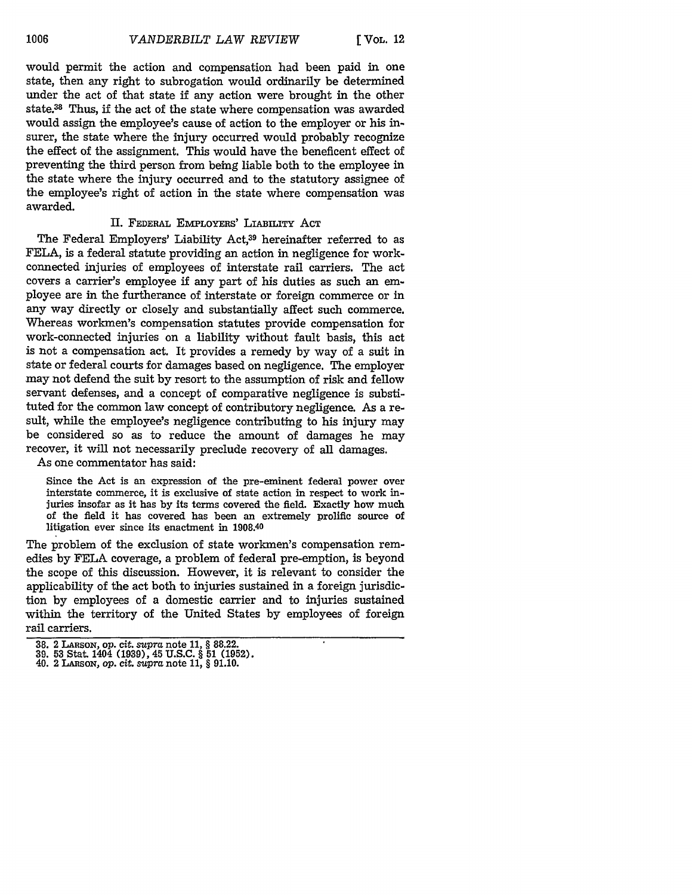would permit the action and compensation had been paid in one state, then any right to subrogation would ordinarily be determined under the act of that state if any action were brought in the other state.[38] Thus, if the act of the state where compensation was awarded would assign the employee's cause of action to the employer or his insurer, the state where the injury occurred would probably recognize the effect of the assignment. This would have the beneficent effect of preventing the third person from being liable both to the employee in the state where the injury occurred and to the statutory assignee of the employee's right of action in the state where compensation was awarded.

## II. FEDERAL EMPLOYERS' LIABILITY ACT

The Federal Employers' Liability Act,[39] hereinafter referred to as FELA, is a federal statute providing an action in negligence for work-connected injuries of employees of interstate rail carriers. The act covers a carrier's employee if any part of his duties as such an employee are in the furtherance of interstate or foreign commerce or in any way directly or closely and substantially affect such commerce. Whereas workmen's compensation statutes provide compensation for work-connected injuries on a liability without fault basis, this act is not a compensation act. It provides a remedy by way of a suit in state or federal courts for damages based on negligence. The employer may not defend the suit by resort to the assumption of risk and fellow servant defenses, and a concept of comparative negligence is substituted for the common law concept of contributory negligence. As a result, while the employee's negligence contributing to his injury may be considered so as to reduce the amount of damages he may recover, it will not necessarily preclude recovery of all damages.

As one commentator has said:

> Since the Act is an expression of the pre-eminent federal power over interstate commerce, it is exclusive of state action in respect to work injuries insofar as it has by its terms covered the field. Exactly how much of the field it has covered has been an extremely prolific source of litigation ever since its enactment in 1908.[40]

The problem of the exclusion of state workmen's compensation remedies by FELA coverage, a problem of federal pre-emption, is beyond the scope of this discussion. However, it is relevant to consider the applicability of the act both to injuries sustained in a foreign jurisdiction by employees of a domestic carrier and to injuries sustained within the territory of the United States by employees of foreign rail carriers.

---

38. 2 LARSON, *op. cit. supra* note 11, § 88.22.
39. 53 Stat. 1404 (1939), 45 U.S.C. § 51 (1952).
40. 2 LARSON, *op. cit. supra* note 11, § 91.10.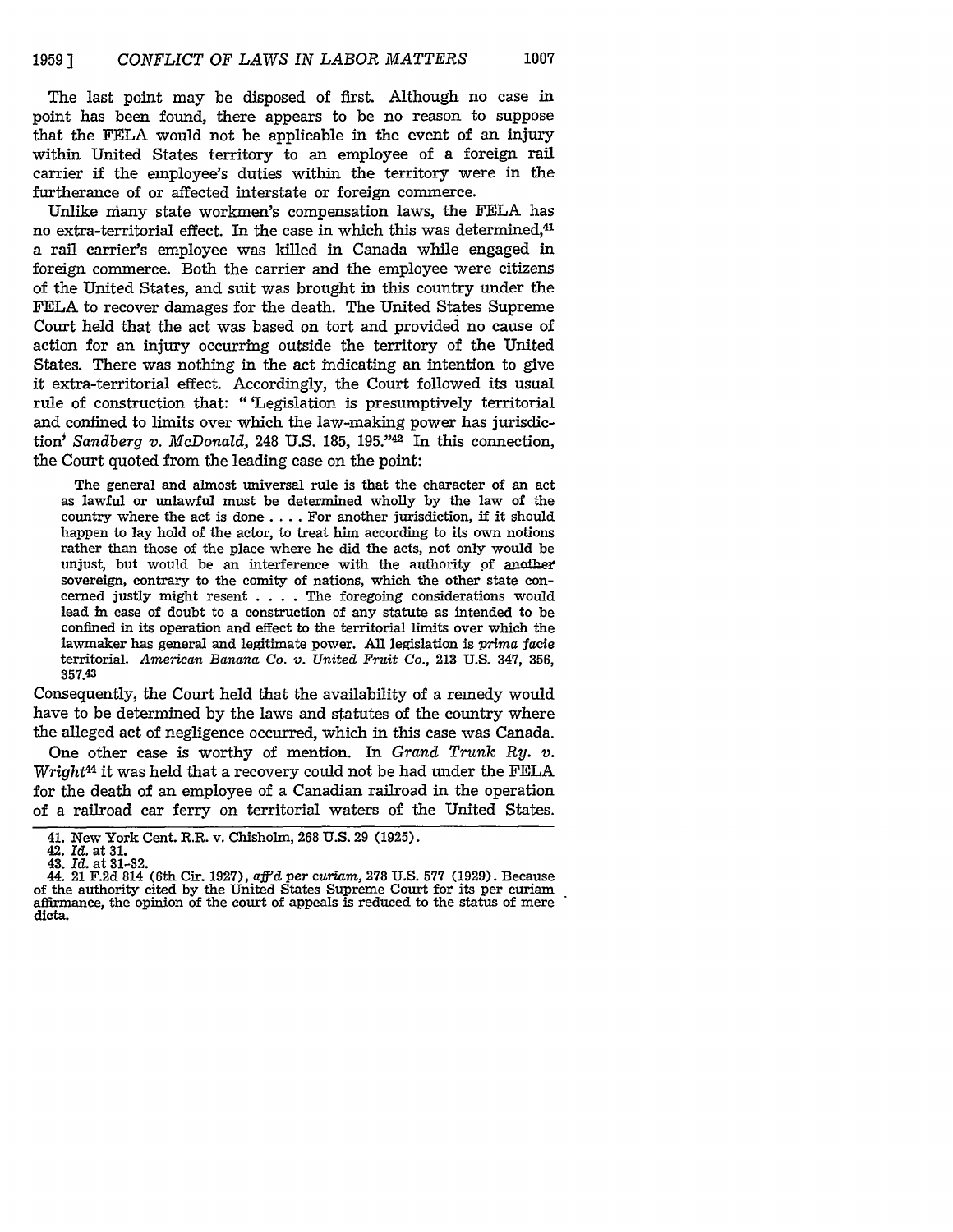The last point may be disposed of first. Although no case in point has been found, there appears to be no reason to suppose that the FELA would not be applicable in the event of an injury within United States territory to an employee of a foreign rail carrier if the employee's duties within the territory were in the furtherance of or affected interstate or foreign commerce.

Unlike many state workmen's compensation laws, the FELA has no extra-territorial effect. In the case in which this was determined,[41] a rail carrier's employee was killed in Canada while engaged in foreign commerce. Both the carrier and the employee were citizens of the United States, and suit was brought in this country under the FELA to recover damages for the death. The United States Supreme Court held that the act was based on tort and provided no cause of action for an injury occurring outside the territory of the United States. There was nothing in the act indicating an intention to give it extra-territorial effect. Accordingly, the Court followed its usual rule of construction that: " 'Legislation is presumptively territorial and confined to limits over which the law-making power has jurisdiction' *Sandberg v. McDonald*, 248 U.S. 185, 195."[42] In this connection, the Court quoted from the leading case on the point:

> The general and almost universal rule is that the character of an act as lawful or unlawful must be determined wholly by the law of the country where the act is done . . . . For another jurisdiction, if it should happen to lay hold of the actor, to treat him according to its own notions rather than those of the place where he did the acts, not only would be unjust, but would be an interference with the authority of another sovereign, contrary to the comity of nations, which the other state concerned justly might resent . . . . The foregoing considerations would lead in case of doubt to a construction of any statute as intended to be confined in its operation and effect to the territorial limits over which the lawmaker has general and legitimate power. All legislation is *prima facie* territorial. *American Banana Co. v. United Fruit Co.*, 213 U.S. 347, 356, 357.[43]

Consequently, the Court held that the availability of a remedy would have to be determined by the laws and statutes of the country where the alleged act of negligence occurred, which in this case was Canada.

One other case is worthy of mention. In *Grand Trunk Ry. v. Wright*[44] it was held that a recovery could not be had under the FELA for the death of an employee of a Canadian railroad in the operation of a railroad car ferry on territorial waters of the United States.

41. New York Cent. R.R. v. Chisholm, 268 U.S. 29 (1925).
42. *Id.* at 31.
43. *Id.* at 31-32.
44. 21 F.2d 814 (6th Cir. 1927), *aff'd per curiam*, 278 U.S. 577 (1929). Because of the authority cited by the United States Supreme Court for its per curiam affirmance, the opinion of the court of appeals is reduced to the status of mere dicta.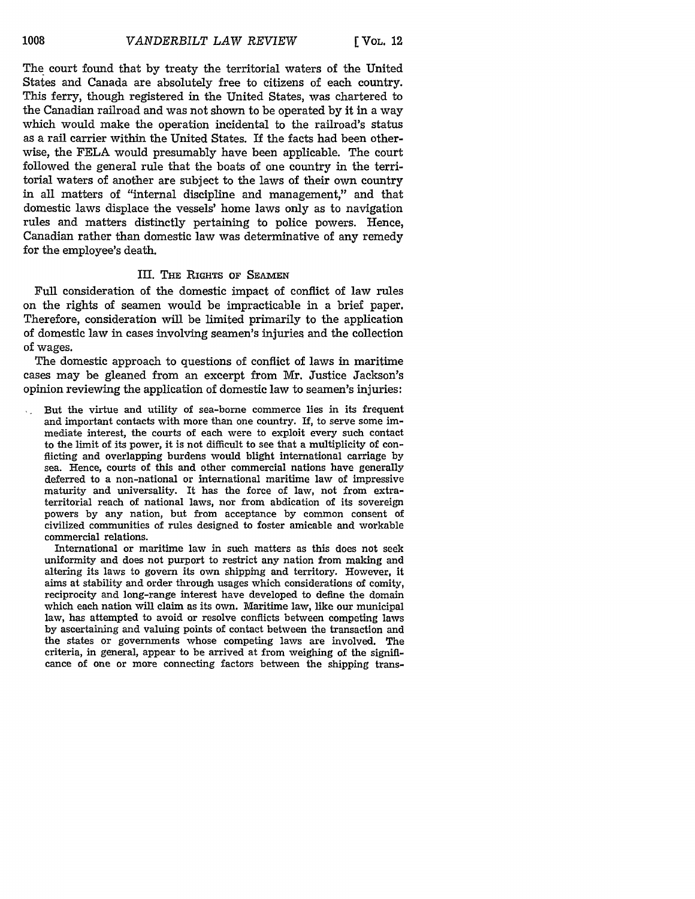The court found that by treaty the territorial waters of the United States and Canada are absolutely free to citizens of each country. This ferry, though registered in the United States, was chartered to the Canadian railroad and was not shown to be operated by it in a way which would make the operation incidental to the railroad's status as a rail carrier within the United States. If the facts had been otherwise, the FELA would presumably have been applicable. The court followed the general rule that the boats of one country in the territorial waters of another are subject to the laws of their own country in all matters of "internal discipline and management," and that domestic laws displace the vessels' home laws only as to navigation rules and matters distinctly pertaining to police powers. Hence, Canadian rather than domestic law was determinative of any remedy for the employee's death.

## III. The Rights of Seamen

Full consideration of the domestic impact of conflict of law rules on the rights of seamen would be impracticable in a brief paper. Therefore, consideration will be limited primarily to the application of domestic law in cases involving seamen's injuries and the collection of wages.

The domestic approach to questions of conflict of laws in maritime cases may be gleaned from an excerpt from Mr. Justice Jackson's opinion reviewing the application of domestic law to seamen's injuries:

> But the virtue and utility of sea-borne commerce lies in its frequent and important contacts with more than one country. If, to serve some immediate interest, the courts of each were to exploit every such contact to the limit of its power, it is not difficult to see that a multiplicity of conflicting and overlapping burdens would blight international carriage by sea. Hence, courts of this and other commercial nations have generally deferred to a non-national or international maritime law of impressive maturity and universality. It has the force of law, not from extraterritorial reach of national laws, nor from abdication of its sovereign powers by any nation, but from acceptance by common consent of civilized communities of rules designed to foster amicable and workable commercial relations.
>
> International or maritime law in such matters as this does not seek uniformity and does not purport to restrict any nation from making and altering its laws to govern its own shipping and territory. However, it aims at stability and order through usages which considerations of comity, reciprocity and long-range interest have developed to define the domain which each nation will claim as its own. Maritime law, like our municipal law, has attempted to avoid or resolve conflicts between competing laws by ascertaining and valuing points of contact between the transaction and the states or governments whose competing laws are involved. The criteria, in general, appear to be arrived at from weighing of the significance of one or more connecting factors between the shipping trans-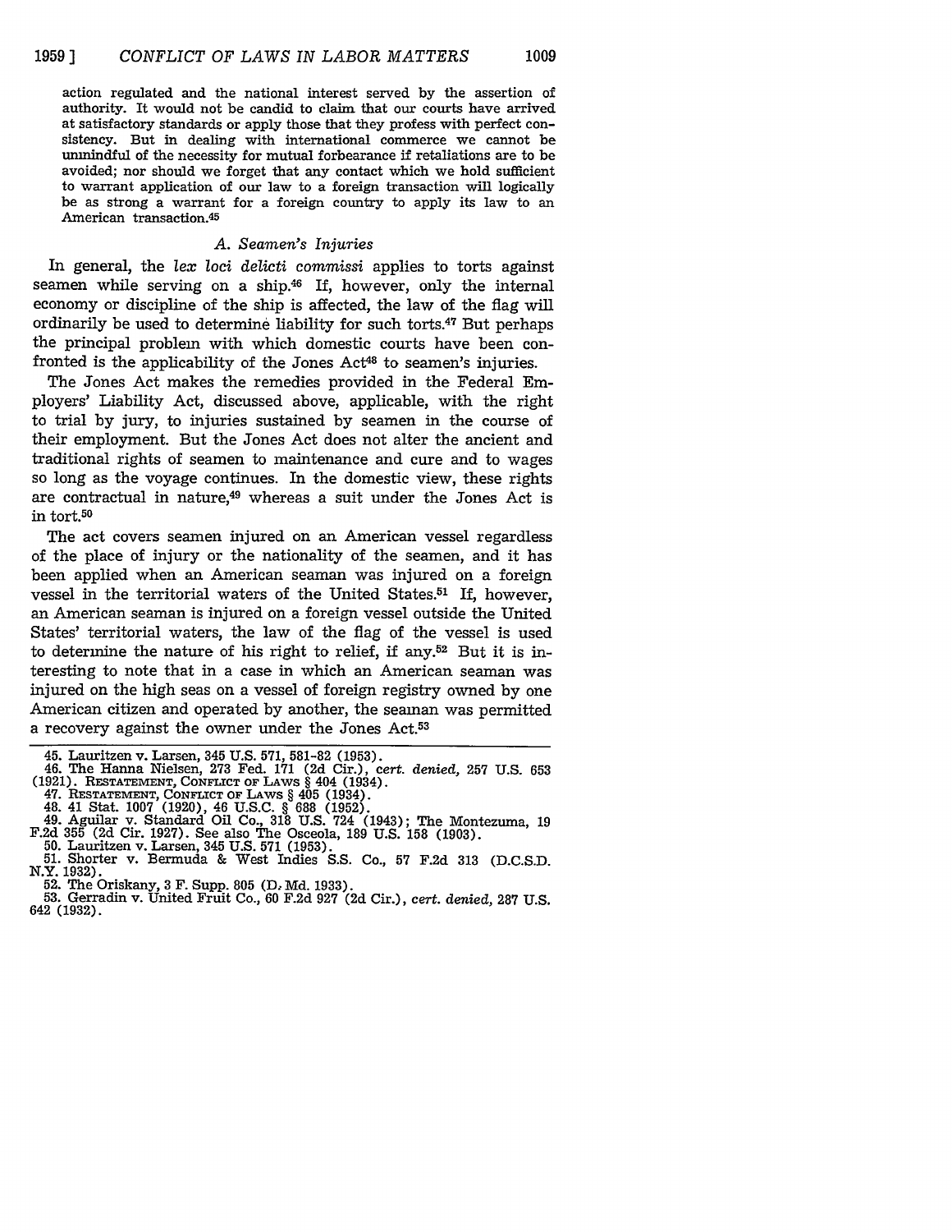action regulated and the national interest served by the assertion of authority. It would not be candid to claim that our courts have arrived at satisfactory standards or apply those that they profess with perfect consistency. But in dealing with international commerce we cannot be unmindful of the necessity for mutual forbearance if retaliations are to be avoided; nor should we forget that any contact which we hold sufficient to warrant application of our law to a foreign transaction will logically be as strong a warrant for a foreign country to apply its law to an American transaction.[45]

### *A. Seamen's Injuries*

In general, the *lex loci delicti commissi* applies to torts against seamen while serving on a ship.[46] If, however, only the internal economy or discipline of the ship is affected, the law of the flag will ordinarily be used to determine liability for such torts.[47] But perhaps the principal problem with which domestic courts have been confronted is the applicability of the Jones Act[48] to seamen's injuries.

The Jones Act makes the remedies provided in the Federal Employers' Liability Act, discussed above, applicable, with the right to trial by jury, to injuries sustained by seamen in the course of their employment. But the Jones Act does not alter the ancient and traditional rights of seamen to maintenance and cure and to wages so long as the voyage continues. In the domestic view, these rights are contractual in nature,[49] whereas a suit under the Jones Act is in tort.[50]

The act covers seamen injured on an American vessel regardless of the place of injury or the nationality of the seamen, and it has been applied when an American seaman was injured on a foreign vessel in the territorial waters of the United States.[51] If, however, an American seaman is injured on a foreign vessel outside the United States' territorial waters, the law of the flag of the vessel is used to determine the nature of his right to relief, if any.[52] But it is interesting to note that in a case in which an American seaman was injured on the high seas on a vessel of foreign registry owned by one American citizen and operated by another, the seaman was permitted a recovery against the owner under the Jones Act.[53]

---

45. Lauritzen v. Larsen, 345 U.S. 571, 581-82 (1953).
46. The Hanna Nielsen, 273 Fed. 171 (2d Cir.), *cert. denied*, 257 U.S. 653 (1921). RESTATEMENT, CONFLICT OF LAWS § 404 (1934).
47. RESTATEMENT, CONFLICT OF LAWS § 405 (1934).
48. 41 Stat. 1007 (1920), 46 U.S.C. § 688 (1952).
49. Aguilar v. Standard Oil Co., 318 U.S. 724 (1943); The Montezuma, 19 F.2d 355 (2d Cir. 1927). See also The Osceola, 189 U.S. 158 (1903).
50. Lauritzen v. Larsen, 345 U.S. 571 (1953).
51. Shorter v. Bermuda & West Indies S.S. Co., 57 F.2d 313 (D.C.S.D. N.Y. 1932).
52. The Oriskany, 3 F. Supp. 805 (D. Md. 1933).
53. Gerradin v. United Fruit Co., 60 F.2d 927 (2d Cir.), *cert. denied*, 287 U.S. 642 (1932).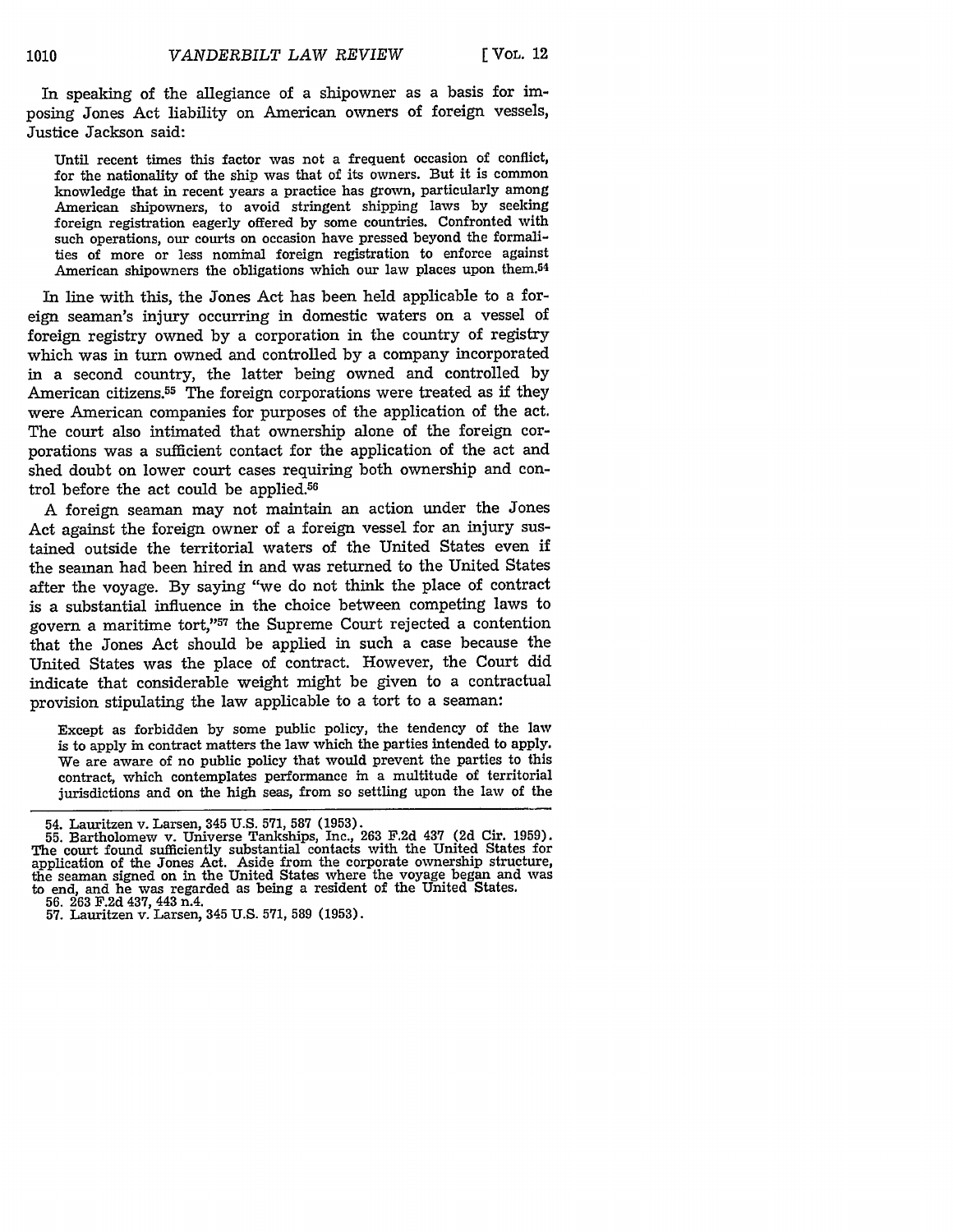In speaking of the allegiance of a shipowner as a basis for imposing Jones Act liability on American owners of foreign vessels, Justice Jackson said:

> Until recent times this factor was not a frequent occasion of conflict, for the nationality of the ship was that of its owners. But it is common knowledge that in recent years a practice has grown, particularly among American shipowners, to avoid stringent shipping laws by seeking foreign registration eagerly offered by some countries. Confronted with such operations, our courts on occasion have pressed beyond the formalities of more or less nominal foreign registration to enforce against American shipowners the obligations which our law places upon them.[54]

In line with this, the Jones Act has been held applicable to a foreign seaman's injury occurring in domestic waters on a vessel of foreign registry owned by a corporation in the country of registry which was in turn owned and controlled by a company incorporated in a second country, the latter being owned and controlled by American citizens.[55] The foreign corporations were treated as if they were American companies for purposes of the application of the act. The court also intimated that ownership alone of the foreign corporations was a sufficient contact for the application of the act and shed doubt on lower court cases requiring both ownership and control before the act could be applied.[56]

A foreign seaman may not maintain an action under the Jones Act against the foreign owner of a foreign vessel for an injury sustained outside the territorial waters of the United States even if the seaman had been hired in and was returned to the United States after the voyage. By saying "we do not think the place of contract is a substantial influence in the choice between competing laws to govern a maritime tort,"[57] the Supreme Court rejected a contention that the Jones Act should be applied in such a case because the United States was the place of contract. However, the Court did indicate that considerable weight might be given to a contractual provision stipulating the law applicable to a tort to a seaman:

> Except as forbidden by some public policy, the tendency of the law is to apply in contract matters the law which the parties intended to apply. We are aware of no public policy that would prevent the parties to this contract, which contemplates performance in a multitude of territorial jurisdictions and on the high seas, from so settling upon the law of the

---

54. Lauritzen v. Larsen, 345 U.S. 571, 587 (1953).

55. Bartholomew v. Universe Tankships, Inc., 263 F.2d 437 (2d Cir. 1959). The court found sufficiently substantial contacts with the United States for application of the Jones Act. Aside from the corporate ownership structure, the seaman signed on in the United States where the voyage began and was to end, and he was regarded as being a resident of the United States.

56. 263 F.2d 437, 443 n.4.

57. Lauritzen v. Larsen, 345 U.S. 571, 589 (1953).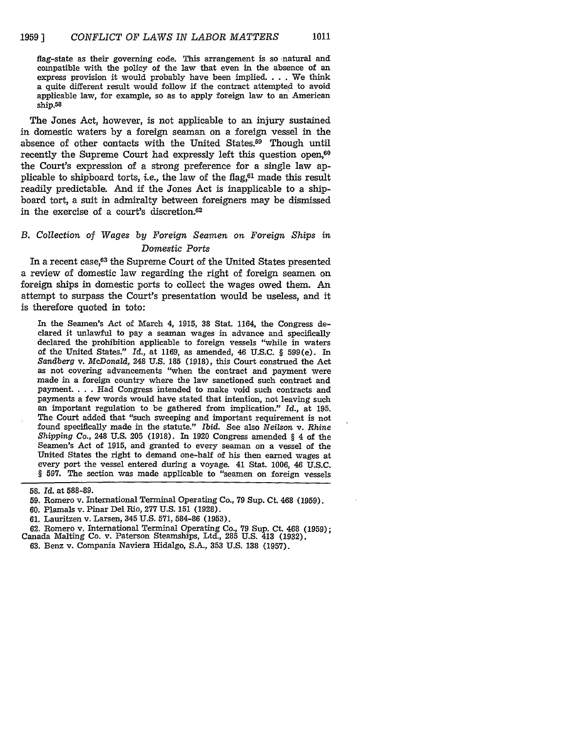flag-state as their governing code. This arrangement is so natural and compatible with the policy of the law that even in the absence of an express provision it would probably have been implied. . . . We think a quite different result would follow if the contract attempted to avoid applicable law, for example, so as to apply foreign law to an American ship.[58]

The Jones Act, however, is not applicable to an injury sustained in domestic waters by a foreign seaman on a foreign vessel in the absence of other contacts with the United States.[59] Though until recently the Supreme Court had expressly left this question open,[60] the Court's expression of a strong preference for a single law applicable to shipboard torts, *i.e.*, the law of the flag,[61] made this result readily predictable. And if the Jones Act is inapplicable to a shipboard tort, a suit in admiralty between foreigners may be dismissed in the exercise of a court's discretion.[62]

### *B. Collection of Wages by Foreign Seamen on Foreign Ships in Domestic Ports*

In a recent case,[63] the Supreme Court of the United States presented a review of domestic law regarding the right of foreign seamen on foreign ships in domestic ports to collect the wages owed them. An attempt to surpass the Court's presentation would be useless, and it is therefore quoted in toto:

In the Seamen's Act of March 4, 1915, 38 Stat. 1164, the Congress declared it unlawful to pay a seaman wages in advance and specifically declared the prohibition applicable to foreign vessels "while in waters of the United States." *Id.*, at 1169, as amended, 46 U.S.C. § 599(e). In *Sandberg* v. *McDonald*, 248 U.S. 185 (1918), this Court construed the Act as not covering advancements "when the contract and payment were made in a foreign country where the law sanctioned such contract and payment. . . . Had Congress intended to make void such contracts and payments a few words would have stated that intention, not leaving such an important regulation to be gathered from implication." *Id.*, at 195. The Court added that "such sweeping and important requirement is not found specifically made in the statute." *Ibid.* See also *Neilson* v. *Rhine Shipping Co.*, 248 U.S. 205 (1918). In 1920 Congress amended § 4 of the Seamen's Act of 1915, and granted to every seaman on a vessel of the United States the right to demand one-half of his then earned wages at every port the vessel entered during a voyage. 41 Stat. 1006, 46 U.S.C. § 597. The section was made applicable to "seamen on foreign vessels

---

58. *Id.* at 588-89.

59. Romero v. International Terminal Operating Co., 79 Sup. Ct. 468 (1959).

60. Plamals v. Pinar Del Rio, 277 U.S. 151 (1928).

61. Lauritzen v. Larsen, 345 U.S. 571, 584-86 (1953).

62. Romero v. International Terminal Operating Co., 79 Sup. Ct. 468 (1959); Canada Malting Co. v. Paterson Steamships, Ltd., 285 U.S. 413 (1932).

63. Benz v. Compania Naviera Hidalgo, S.A., 353 U.S. 138 (1957).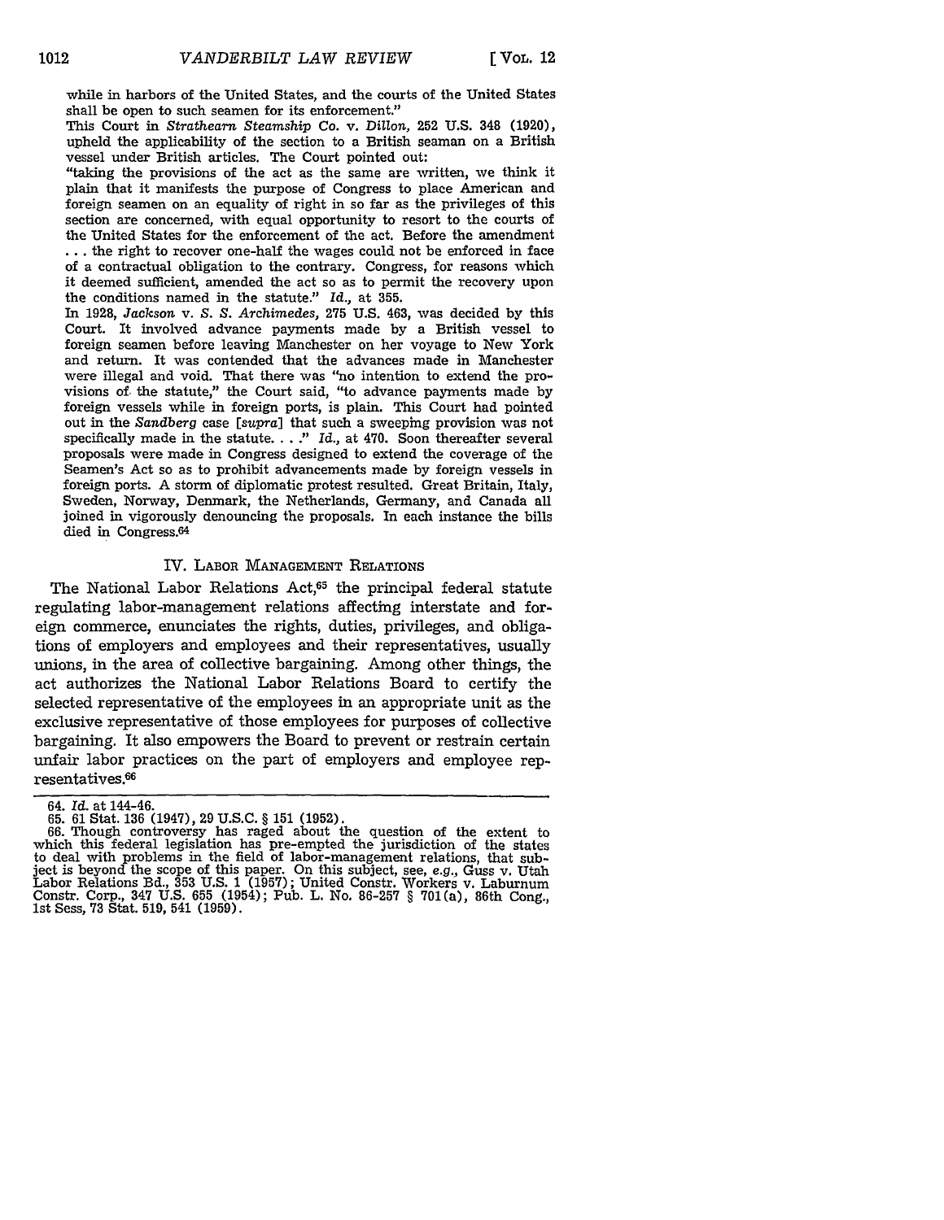while in harbors of the United States, and the courts of the United States shall be open to such seamen for its enforcement."

This Court in *Strathearn Steamship Co. v. Dillon*, 252 U.S. 348 (1920), upheld the applicability of the section to a British seaman on a British vessel under British articles. The Court pointed out:

"taking the provisions of the act as the same are written, we think it plain that it manifests the purpose of Congress to place American and foreign seamen on an equality of right in so far as the privileges of this section are concerned, with equal opportunity to resort to the courts of the United States for the enforcement of the act. Before the amendment . . . the right to recover one-half the wages could not be enforced in face of a contractual obligation to the contrary. Congress, for reasons which it deemed sufficient, amended the act so as to permit the recovery upon the conditions named in the statute." *Id.*, at 355.

In 1928, *Jackson v. S. S. Archimedes*, 275 U.S. 463, was decided by this Court. It involved advance payments made by a British vessel to foreign seamen before leaving Manchester on her voyage to New York and return. It was contended that the advances made in Manchester were illegal and void. That there was "no intention to extend the provisions of the statute," the Court said, "to advance payments made by foreign vessels while in foreign ports, is plain. This Court had pointed out in the *Sandberg* case [*supra*] that such a sweeping provision was not specifically made in the statute. . . ." *Id.*, at 470. Soon thereafter several proposals were made in Congress designed to extend the coverage of the Seamen's Act so as to prohibit advancements made by foreign vessels in foreign ports. A storm of diplomatic protest resulted. Great Britain, Italy, Sweden, Norway, Denmark, the Netherlands, Germany, and Canada all joined in vigorously denouncing the proposals. In each instance the bills died in Congress.[64]

## IV. Labor Management Relations

The National Labor Relations Act,[65] the principal federal statute regulating labor-management relations affecting interstate and foreign commerce, enunciates the rights, duties, privileges, and obligations of employers and employees and their representatives, usually unions, in the area of collective bargaining. Among other things, the act authorizes the National Labor Relations Board to certify the selected representative of the employees in an appropriate unit as the exclusive representative of those employees for purposes of collective bargaining. It also empowers the Board to prevent or restrain certain unfair labor practices on the part of employers and employee representatives.[66]

---

64. *Id.* at 144-46.

65. 61 Stat. 136 (1947), 29 U.S.C. § 151 (1952).

66. Though controversy has raged about the question of the extent to which this federal legislation has pre-empted the jurisdiction of the states to deal with problems in the field of labor-management relations, that subject is beyond the scope of this paper. On this subject, see, *e.g.*, Guss v. Utah Labor Relations Bd., 353 U.S. 1 (1957); United Constr. Workers v. Laburnum Constr. Corp., 347 U.S. 655 (1954); Pub. L. No. 86-257 § 701(a), 86th Cong., 1st Sess, 73 Stat. 519, 541 (1959).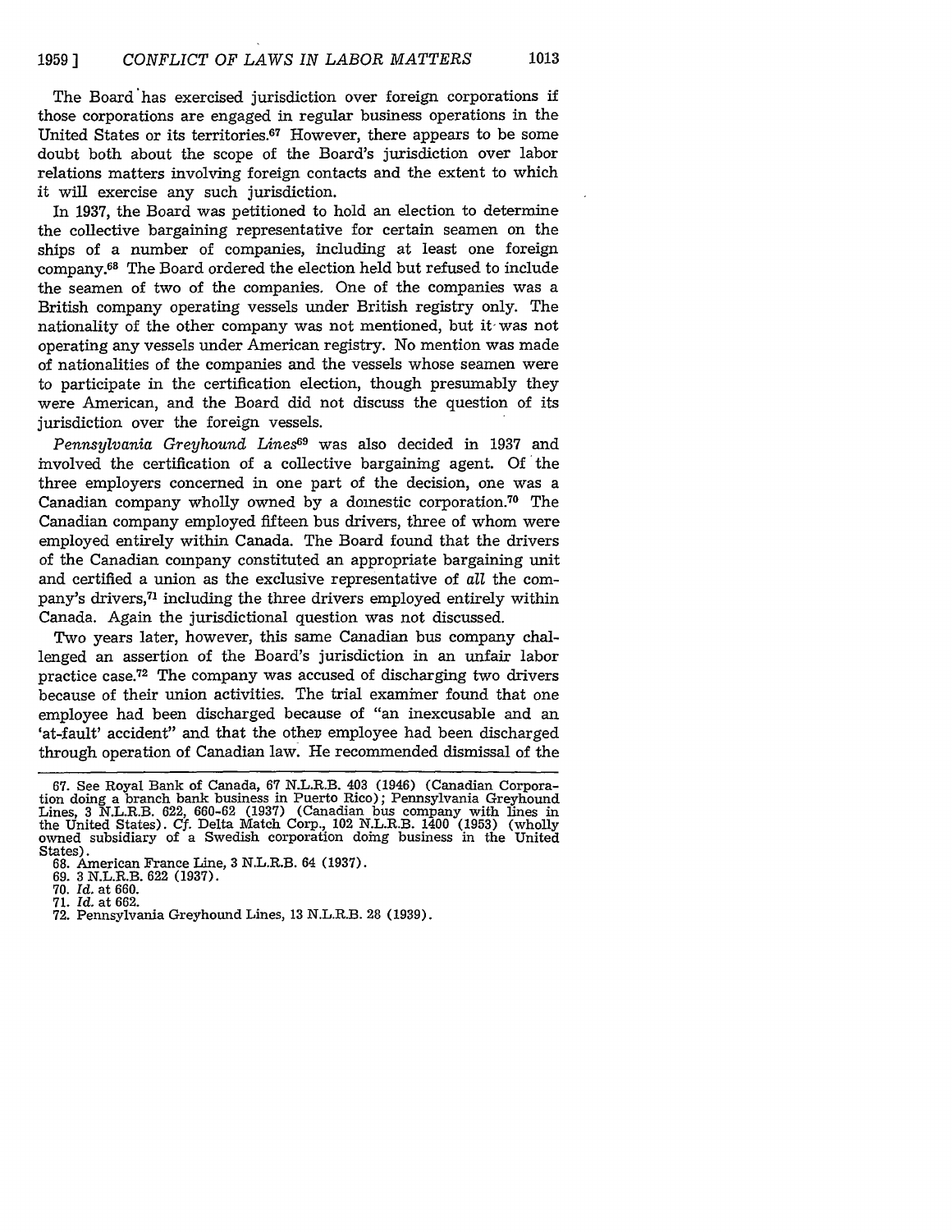The Board has exercised jurisdiction over foreign corporations if those corporations are engaged in regular business operations in the United States or its territories.[67] However, there appears to be some doubt both about the scope of the Board's jurisdiction over labor relations matters involving foreign contacts and the extent to which it will exercise any such jurisdiction.

In 1937, the Board was petitioned to hold an election to determine the collective bargaining representative for certain seamen on the ships of a number of companies, including at least one foreign company.[68] The Board ordered the election held but refused to include the seamen of two of the companies. One of the companies was a British company operating vessels under British registry only. The nationality of the other company was not mentioned, but it was not operating any vessels under American registry. No mention was made of nationalities of the companies and the vessels whose seamen were to participate in the certification election, though presumably they were American, and the Board did not discuss the question of its jurisdiction over the foreign vessels.

*Pennsylvania Greyhound Lines*[69] was also decided in 1937 and involved the certification of a collective bargaining agent. Of the three employers concerned in one part of the decision, one was a Canadian company wholly owned by a domestic corporation.[70] The Canadian company employed fifteen bus drivers, three of whom were employed entirely within Canada. The Board found that the drivers of the Canadian company constituted an appropriate bargaining unit and certified a union as the exclusive representative of *all* the company's drivers,[71] including the three drivers employed entirely within Canada. Again the jurisdictional question was not discussed.

Two years later, however, this same Canadian bus company challenged an assertion of the Board's jurisdiction in an unfair labor practice case.[72] The company was accused of discharging two drivers because of their union activities. The trial examiner found that one employee had been discharged because of "an inexcusable and an 'at-fault' accident" and that the other employee had been discharged through operation of Canadian law. He recommended dismissal of the

---

67. See Royal Bank of Canada, 67 N.L.R.B. 403 (1946) (Canadian Corporation doing a branch bank business in Puerto Rico); Pennsylvania Greyhound Lines, 3 N.L.R.B. 622, 660-62 (1937) (Canadian bus company with lines in the United States). *Cf.* Delta Match Corp., 102 N.L.R.B. 1400 (1953) (wholly owned subsidiary of a Swedish corporation doing business in the United States).

68. American France Line, 3 N.L.R.B. 64 (1937).

69. 3 N.L.R.B. 622 (1937).

70. *Id.* at 660.

71. *Id.* at 662.

72. Pennsylvania Greyhound Lines, 13 N.L.R.B. 28 (1939).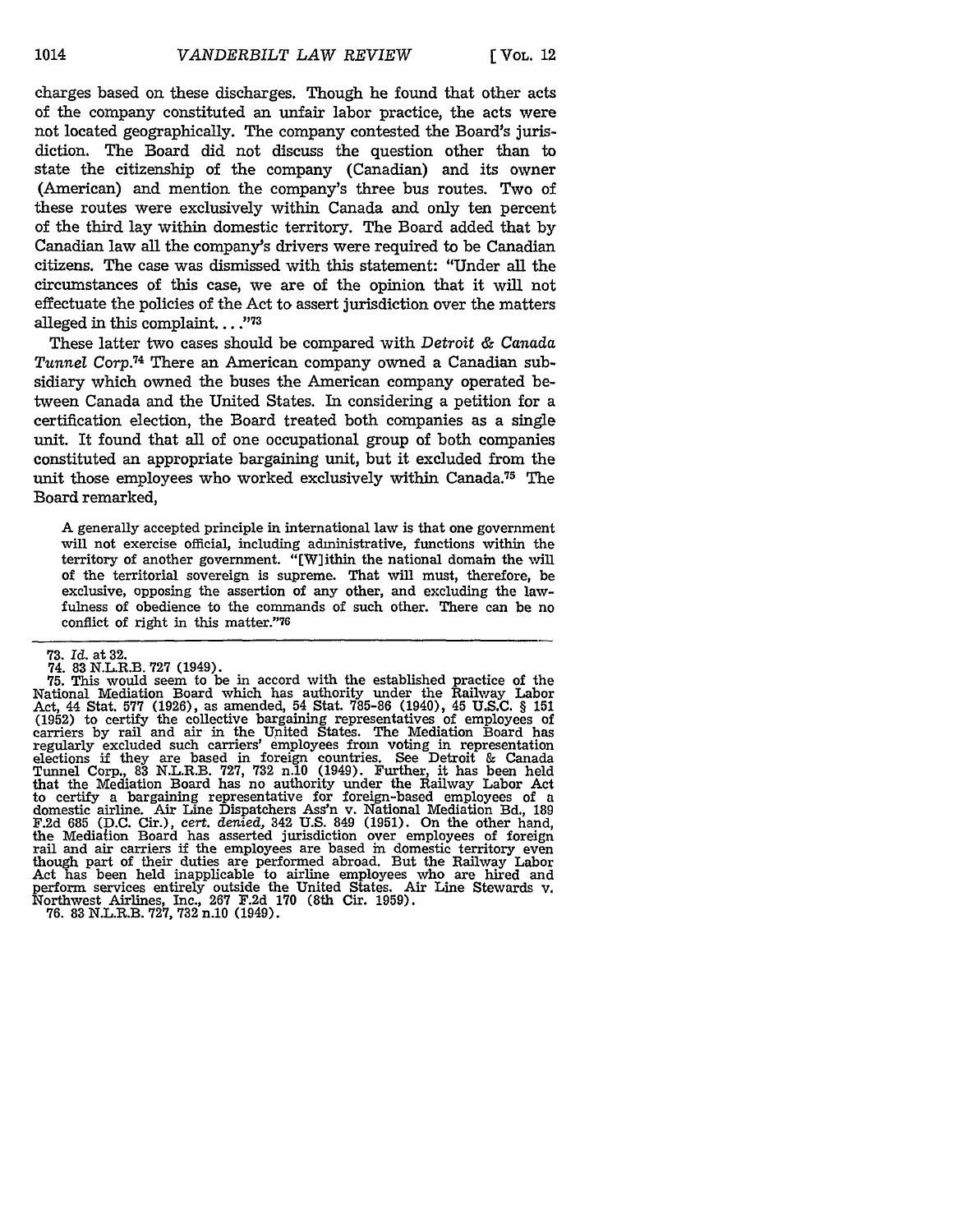charges based on these discharges. Though he found that other acts of the company constituted an unfair labor practice, the acts were not located geographically. The company contested the Board's jurisdiction. The Board did not discuss the question other than to state the citizenship of the company (Canadian) and its owner (American) and mention the company's three bus routes. Two of these routes were exclusively within Canada and only ten percent of the third lay within domestic territory. The Board added that by Canadian law all the company's drivers were required to be Canadian citizens. The case was dismissed with this statement: "Under all the circumstances of this case, we are of the opinion that it will not effectuate the policies of the Act to assert jurisdiction over the matters alleged in this complaint. . . ."[73]

These latter two cases should be compared with *Detroit & Canada Tunnel Corp.*[74] There an American company owned a Canadian subsidiary which owned the buses the American company operated between Canada and the United States. In considering a petition for a certification election, the Board treated both companies as a single unit. It found that all of one occupational group of both companies constituted an appropriate bargaining unit, but it excluded from the unit those employees who worked exclusively within Canada.[75] The Board remarked,

> A generally accepted principle in international law is that one government will not exercise official, including administrative, functions within the territory of another government. "[W]ithin the national domain the will of the territorial sovereign is supreme. That will must, therefore, be exclusive, opposing the assertion of any other, and excluding the lawfulness of obedience to the commands of such other. There can be no conflict of right in this matter."[76]

---

73. *Id.* at 32.

74. 83 N.L.R.B. 727 (1949).

75. This would seem to be in accord with the established practice of the National Mediation Board which has authority under the Railway Labor Act, 44 Stat. 577 (1926), as amended, 54 Stat. 785-86 (1940), 45 U.S.C. § 151 (1952) to certify the collective bargaining representatives of employees of carriers by rail and air in the United States. The Mediation Board has regularly excluded such carriers' employees from voting in representation elections if they are based in foreign countries. See Detroit & Canada Tunnel Corp., 83 N.L.R.B. 727, 732 n.10 (1949). Further, it has been held that the Mediation Board has no authority under the Railway Labor Act to certify a bargaining representative for foreign-based employees of a domestic airline. Air Line Dispatchers Ass'n v. National Mediation Bd., 189 F.2d 685 (D.C. Cir.), *cert. denied*, 342 U.S. 849 (1951). On the other hand, the Mediation Board has asserted jurisdiction over employees of foreign rail and air carriers if the employees are based in domestic territory even though part of their duties are performed abroad. But the Railway Labor Act has been held inapplicable to airline employees who are hired and perform services entirely outside the United States. Air Line Stewards v. Northwest Airlines, Inc., 267 F.2d 170 (8th Cir. 1959).

76. 83 N.L.R.B. 727, 732 n.10 (1949).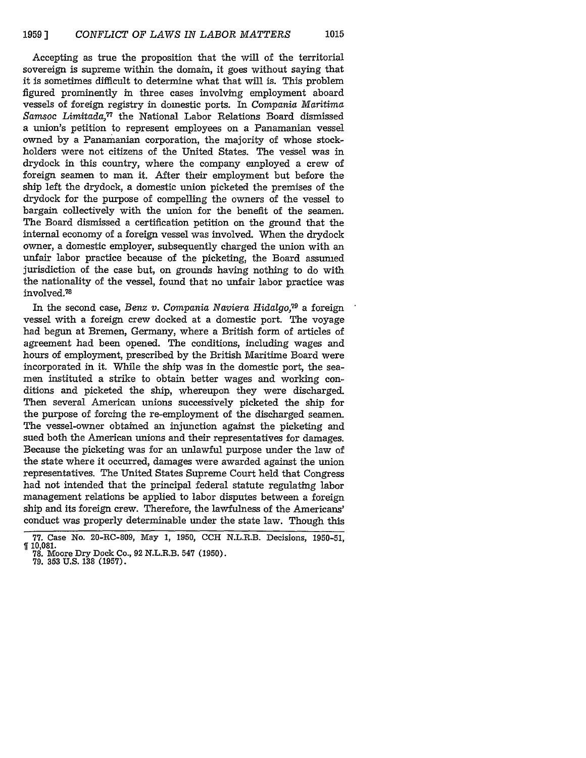Accepting as true the proposition that the will of the territorial sovereign is supreme within the domain, it goes without saying that it is sometimes difficult to determine what that will is. This problem figured prominently in three cases involving employment aboard vessels of foreign registry in domestic ports. In *Compania Maritima Samsoc Limitada*,[77] the National Labor Relations Board dismissed a union's petition to represent employees on a Panamanian vessel owned by a Panamanian corporation, the majority of whose stockholders were not citizens of the United States. The vessel was in drydock in this country, where the company employed a crew of foreign seamen to man it. After their employment but before the ship left the drydock, a domestic union picketed the premises of the drydock for the purpose of compelling the owners of the vessel to bargain collectively with the union for the benefit of the seamen. The Board dismissed a certification petition on the ground that the internal economy of a foreign vessel was involved. When the drydock owner, a domestic employer, subsequently charged the union with an unfair labor practice because of the picketing, the Board assumed jurisdiction of the case but, on grounds having nothing to do with the nationality of the vessel, found that no unfair labor practice was involved.[78]

In the second case, *Benz v. Compania Naviera Hidalgo*,[79] a foreign vessel with a foreign crew docked at a domestic port. The voyage had begun at Bremen, Germany, where a British form of articles of agreement had been opened. The conditions, including wages and hours of employment, prescribed by the British Maritime Board were incorporated in it. While the ship was in the domestic port, the seamen instituted a strike to obtain better wages and working conditions and picketed the ship, whereupon they were discharged. Then several American unions successively picketed the ship for the purpose of forcing the re-employment of the discharged seamen. The vessel-owner obtained an injunction against the picketing and sued both the American unions and their representatives for damages. Because the picketing was for an unlawful purpose under the law of the state where it occurred, damages were awarded against the union representatives. The United States Supreme Court held that Congress had not intended that the principal federal statute regulating labor management relations be applied to labor disputes between a foreign ship and its foreign crew. Therefore, the lawfulness of the Americans' conduct was properly determinable under the state law. Though this

---

77. Case No. 20-RC-809, May 1, 1950, CCH N.L.R.B. Decisions, 1950-51, ¶ 10,081.

78. Moore Dry Dock Co., 92 N.L.R.B. 547 (1950).

79. 353 U.S. 138 (1957).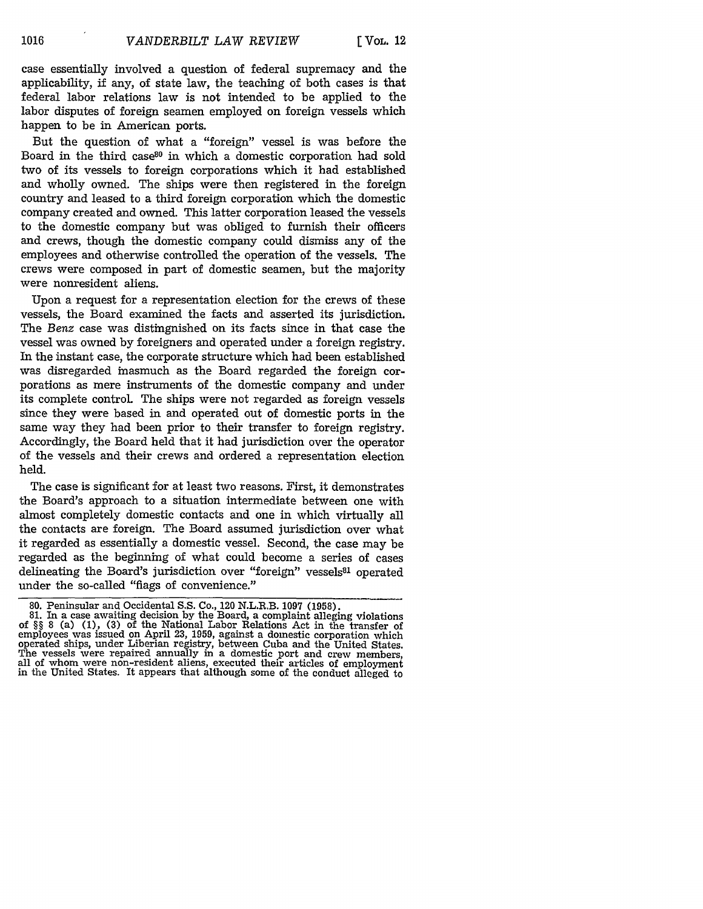case essentially involved a question of federal supremacy and the applicability, if any, of state law, the teaching of both cases is that federal labor relations law is not intended to be applied to the labor disputes of foreign seamen employed on foreign vessels which happen to be in American ports.

But the question of what a "foreign" vessel is was before the Board in the third case[80] in which a domestic corporation had sold two of its vessels to foreign corporations which it had established and wholly owned. The ships were then registered in the foreign country and leased to a third foreign corporation which the domestic company created and owned. This latter corporation leased the vessels to the domestic company but was obliged to furnish their officers and crews, though the domestic company could dismiss any of the employees and otherwise controlled the operation of the vessels. The crews were composed in part of domestic seamen, but the majority were nonresident aliens.

Upon a request for a representation election for the crews of these vessels, the Board examined the facts and asserted its jurisdiction. The *Benz* case was distinguished on its facts since in that case the vessel was owned by foreigners and operated under a foreign registry. In the instant case, the corporate structure which had been established was disregarded inasmuch as the Board regarded the foreign corporations as mere instruments of the domestic company and under its complete control. The ships were not regarded as foreign vessels since they were based in and operated out of domestic ports in the same way they had been prior to their transfer to foreign registry. Accordingly, the Board held that it had jurisdiction over the operator of the vessels and their crews and ordered a representation election held.

The case is significant for at least two reasons. First, it demonstrates the Board's approach to a situation intermediate between one with almost completely domestic contacts and one in which virtually all the contacts are foreign. The Board assumed jurisdiction over what it regarded as essentially a domestic vessel. Second, the case may be regarded as the beginning of what could become a series of cases delineating the Board's jurisdiction over "foreign" vessels[81] operated under the so-called "flags of convenience."

80. Peninsular and Occidental S.S. Co., 120 N.L.R.B. 1097 (1958).

81. In a case awaiting decision by the Board, a complaint alleging violations of §§ 8 (a) (1), (3) of the National Labor Relations Act in the transfer of employees was issued on April 23, 1959, against a domestic corporation which operated ships, under Liberian registry, between Cuba and the United States. The vessels were repaired annually in a domestic port and crew members, all of whom were non-resident aliens, executed their articles of employment in the United States. It appears that although some of the conduct alleged to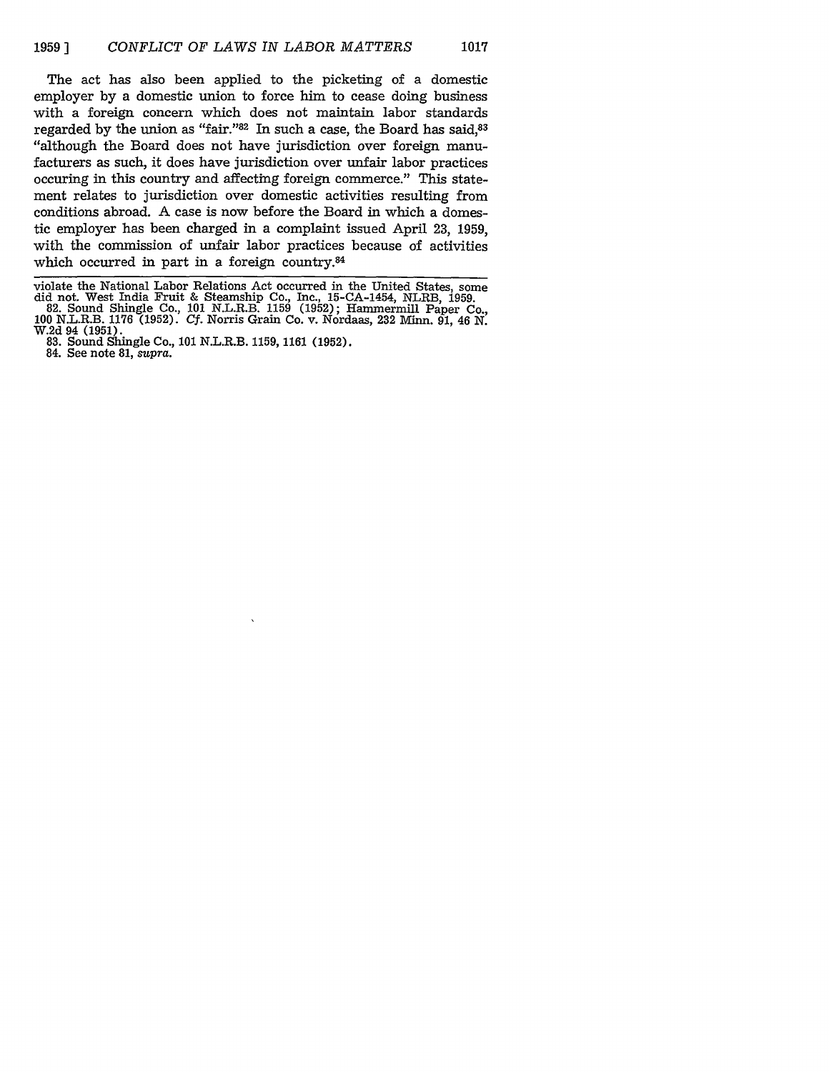The act has also been applied to the picketing of a domestic employer by a domestic union to force him to cease doing business with a foreign concern which does not maintain labor standards regarded by the union as "fair."[82] In such a case, the Board has said,[83] "although the Board does not have jurisdiction over foreign manufacturers as such, it does have jurisdiction over unfair labor practices occuring in this country and affecting foreign commerce." This statement relates to jurisdiction over domestic activities resulting from conditions abroad. A case is now before the Board in which a domestic employer has been charged in a complaint issued April 23, 1959, with the commission of unfair labor practices because of activities which occurred in part in a foreign country.[84]

---

violate the National Labor Relations Act occurred in the United States, some did not. West India Fruit & Steamship Co., Inc., 15-CA-1454, NLRB, 1959.

82. Sound Shingle Co., 101 N.L.R.B. 1159 (1952); Hammermill Paper Co., 100 N.L.R.B. 1176 (1952). *Cf.* Norris Grain Co. v. Nordaas, 232 Minn. 91, 46 N.W.2d 94 (1951).

83. Sound Shingle Co., 101 N.L.R.B. 1159, 1161 (1952).

84. See note 81, *supra.*